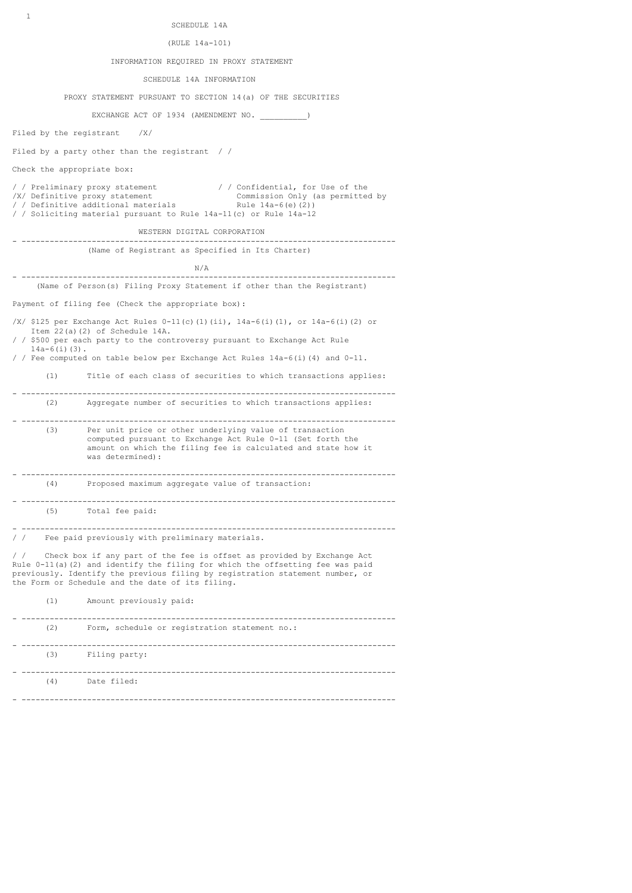SCHEDULE 14A

(RULE 14a-101)

INFORMATION REQUIRED IN PROXY STATEMENT

SCHEDULE 14A INFORMATION

PROXY STATEMENT PURSUANT TO SECTION 14(a) OF THE SECURITIES

EXCHANGE ACT OF 1934 (AMENDMENT NO. __________)

Filed by the registrant /X/

Filed by a party other than the registrant / /

Check the appropriate box:

/ / Preliminary proxy statement

/X/ Definitive proxy statement

/ / Definitive additional materials

/ / Soliciting material pursuant to Rule 14a-11(c) or Rule 14a-12

/ / Confidential, for Use of the Commission Only (as permitted by Rule 14a-6(e)(2))

WESTERN DIGITAL CORPORATION

---

(Name of Registrant as Specified in Its Charter)

N/A

---

(Name of Person(s) Filing Proxy Statement if other than the Registrant)

Payment of filing fee (Check the appropriate box):

/X/ $125 per Exchange Act Rules 0-11(c)(1)(ii), 14a-6(i)(1), or 14a-6(i)(2) or Item 22(a)(2) of Schedule 14A.

/ / $500 per each party to the controversy pursuant to Exchange Act Rule 14a-6(i)(3).

/ / Fee computed on table below per Exchange Act Rules 14a-6(i)(4) and 0-11.

(1) Title of each class of securities to which transactions applies:

---

(2) Aggregate number of securities to which transactions applies:

---

(3) Per unit price or other underlying value of transaction computed pursuant to Exchange Act Rule 0-11 (Set forth the amount on which the filing fee is calculated and state how it was determined):

---

(4) Proposed maximum aggregate value of transaction:

---

(5) Total fee paid:

---

/ / Fee paid previously with preliminary materials.

/ / Check box if any part of the fee is offset as provided by Exchange Act Rule 0-11(a)(2) and identify the filing for which the offsetting fee was paid previously. Identify the previous filing by registration statement number, or the Form or Schedule and the date of its filing.

(1) Amount previously paid:

---

(2) Form, schedule or registration statement no.:

---

(3) Filing party:

---

(4) Date filed:

---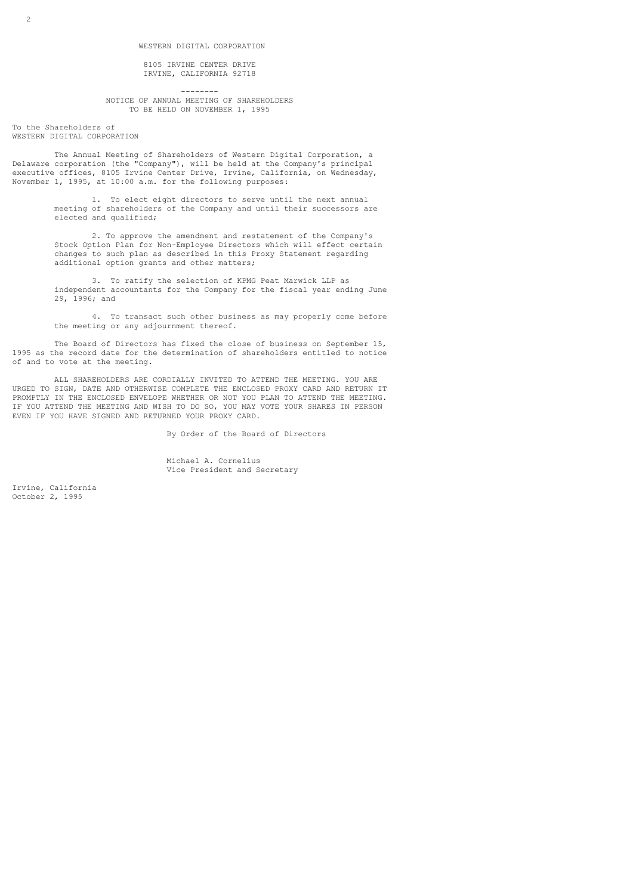# WESTERN DIGITAL CORPORATION

8105 IRVINE CENTER DRIVE
IRVINE, CALIFORNIA 92718

--------

## NOTICE OF ANNUAL MEETING OF SHAREHOLDERS
## TO BE HELD ON NOVEMBER 1, 1995

To the Shareholders of
WESTERN DIGITAL CORPORATION

The Annual Meeting of Shareholders of Western Digital Corporation, a Delaware corporation (the "Company"), will be held at the Company's principal executive offices, 8105 Irvine Center Drive, Irvine, California, on Wednesday, November 1, 1995, at 10:00 a.m. for the following purposes:

1. To elect eight directors to serve until the next annual meeting of shareholders of the Company and until their successors are elected and qualified;

2. To approve the amendment and restatement of the Company's Stock Option Plan for Non-Employee Directors which will effect certain changes to such plan as described in this Proxy Statement regarding additional option grants and other matters;

3. To ratify the selection of KPMG Peat Marwick LLP as independent accountants for the Company for the fiscal year ending June 29, 1996; and

4. To transact such other business as may properly come before the meeting or any adjournment thereof.

The Board of Directors has fixed the close of business on September 15, 1995 as the record date for the determination of shareholders entitled to notice of and to vote at the meeting.

ALL SHAREHOLDERS ARE CORDIALLY INVITED TO ATTEND THE MEETING. YOU ARE URGED TO SIGN, DATE AND OTHERWISE COMPLETE THE ENCLOSED PROXY CARD AND RETURN IT PROMPTLY IN THE ENCLOSED ENVELOPE WHETHER OR NOT YOU PLAN TO ATTEND THE MEETING. IF YOU ATTEND THE MEETING AND WISH TO DO SO, YOU MAY VOTE YOUR SHARES IN PERSON EVEN IF YOU HAVE SIGNED AND RETURNED YOUR PROXY CARD.

By Order of the Board of Directors

Michael A. Cornelius
Vice President and Secretary

Irvine, California
October 2, 1995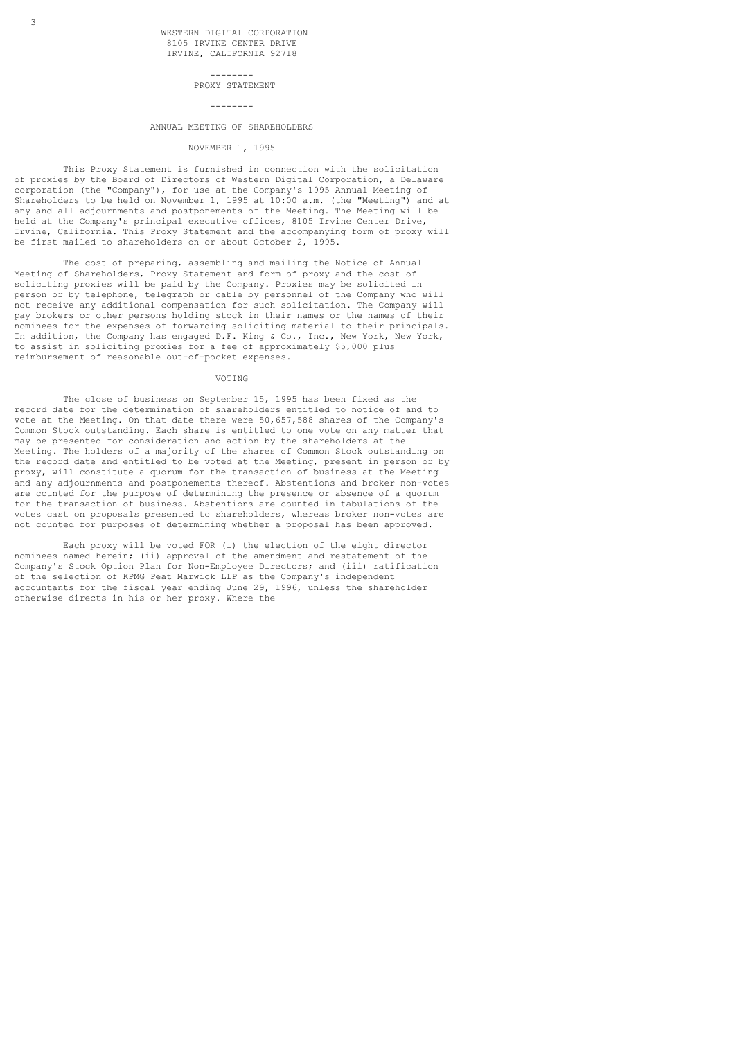WESTERN DIGITAL CORPORATION
8105 IRVINE CENTER DRIVE
IRVINE, CALIFORNIA 92718

--------

# PROXY STATEMENT

--------

## ANNUAL MEETING OF SHAREHOLDERS

NOVEMBER 1, 1995

This Proxy Statement is furnished in connection with the solicitation of proxies by the Board of Directors of Western Digital Corporation, a Delaware corporation (the "Company"), for use at the Company's 1995 Annual Meeting of Shareholders to be held on November 1, 1995 at 10:00 a.m. (the "Meeting") and at any and all adjournments and postponements of the Meeting. The Meeting will be held at the Company's principal executive offices, 8105 Irvine Center Drive, Irvine, California. This Proxy Statement and the accompanying form of proxy will be first mailed to shareholders on or about October 2, 1995.

The cost of preparing, assembling and mailing the Notice of Annual Meeting of Shareholders, Proxy Statement and form of proxy and the cost of soliciting proxies will be paid by the Company. Proxies may be solicited in person or by telephone, telegraph or cable by personnel of the Company who will not receive any additional compensation for such solicitation. The Company will pay brokers or other persons holding stock in their names or the names of their nominees for the expenses of forwarding soliciting material to their principals. In addition, the Company has engaged D.F. King & Co., Inc., New York, New York, to assist in soliciting proxies for a fee of approximately $5,000 plus reimbursement of reasonable out-of-pocket expenses.

## VOTING

The close of business on September 15, 1995 has been fixed as the record date for the determination of shareholders entitled to notice of and to vote at the Meeting. On that date there were 50,657,588 shares of the Company's Common Stock outstanding. Each share is entitled to one vote on any matter that may be presented for consideration and action by the shareholders at the Meeting. The holders of a majority of the shares of Common Stock outstanding on the record date and entitled to be voted at the Meeting, present in person or by proxy, will constitute a quorum for the transaction of business at the Meeting and any adjournments and postponements thereof. Abstentions and broker non-votes are counted for the purpose of determining the presence or absence of a quorum for the transaction of business. Abstentions are counted in tabulations of the votes cast on proposals presented to shareholders, whereas broker non-votes are not counted for purposes of determining whether a proposal has been approved.

Each proxy will be voted FOR (i) the election of the eight director nominees named herein; (ii) approval of the amendment and restatement of the Company's Stock Option Plan for Non-Employee Directors; and (iii) ratification of the selection of KPMG Peat Marwick LLP as the Company's independent accountants for the fiscal year ending June 29, 1996, unless the shareholder otherwise directs in his or her proxy. Where the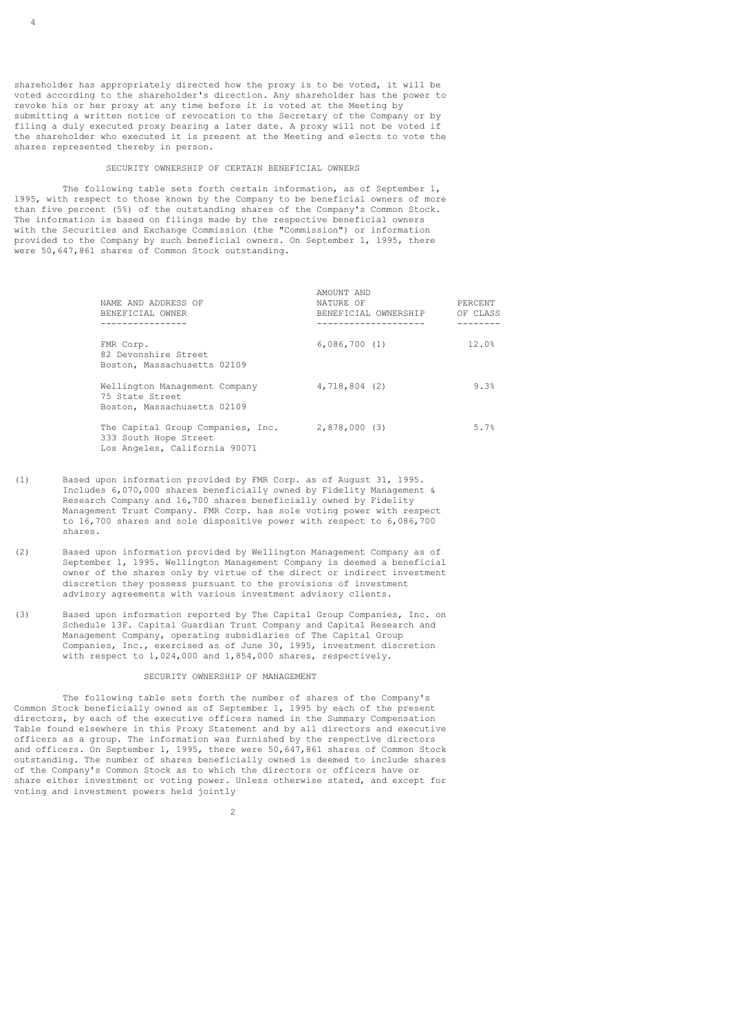shareholder has appropriately directed how the proxy is to be voted, it will be voted according to the shareholder's direction. Any shareholder has the power to revoke his or her proxy at any time before it is voted at the Meeting by submitting a written notice of revocation to the Secretary of the Company or by filing a duly executed proxy bearing a later date. A proxy will not be voted if the shareholder who executed it is present at the Meeting and elects to vote the shares represented thereby in person.

## SECURITY OWNERSHIP OF CERTAIN BENEFICIAL OWNERS

The following table sets forth certain information, as of September 1, 1995, with respect to those known by the Company to be beneficial owners of more than five percent (5%) of the outstanding shares of the Company's Common Stock. The information is based on filings made by the respective beneficial owners with the Securities and Exchange Commission (the "Commission") or information provided to the Company by such beneficial owners. On September 1, 1995, there were 50,647,861 shares of Common Stock outstanding.

| NAME AND ADDRESS OF BENEFICIAL OWNER | AMOUNT AND NATURE OF BENEFICIAL OWNERSHIP | PERCENT OF CLASS |
|---|---|---|
| FMR Corp.<br>82 Devonshire Street<br>Boston, Massachusetts 02109 | 6,086,700 (1) | 12.0% |
| Wellington Management Company<br>75 State Street<br>Boston, Massachusetts 02109 | 4,718,804 (2) | 9.3% |
| The Capital Group Companies, Inc.<br>333 South Hope Street<br>Los Angeles, California 90071 | 2,878,000 (3) | 5.7% |

(1) Based upon information provided by FMR Corp. as of August 31, 1995. Includes 6,070,000 shares beneficially owned by Fidelity Management & Research Company and 16,700 shares beneficially owned by Fidelity Management Trust Company. FMR Corp. has sole voting power with respect to 16,700 shares and sole dispositive power with respect to 6,086,700 shares.

(2) Based upon information provided by Wellington Management Company as of September 1, 1995. Wellington Management Company is deemed a beneficial owner of the shares only by virtue of the direct or indirect investment discretion they possess pursuant to the provisions of investment advisory agreements with various investment advisory clients.

(3) Based upon information reported by The Capital Group Companies, Inc. on Schedule 13F. Capital Guardian Trust Company and Capital Research and Management Company, operating subsidiaries of The Capital Group Companies, Inc., exercised as of June 30, 1995, investment discretion with respect to 1,024,000 and 1,854,000 shares, respectively.

## SECURITY OWNERSHIP OF MANAGEMENT

The following table sets forth the number of shares of the Company's Common Stock beneficially owned as of September 1, 1995 by each of the present directors, by each of the executive officers named in the Summary Compensation Table found elsewhere in this Proxy Statement and by all directors and executive officers as a group. The information was furnished by the respective directors and officers. On September 1, 1995, there were 50,647,861 shares of Common Stock outstanding. The number of shares beneficially owned is deemed to include shares of the Company's Common Stock as to which the directors or officers have or share either investment or voting power. Unless otherwise stated, and except for voting and investment powers held jointly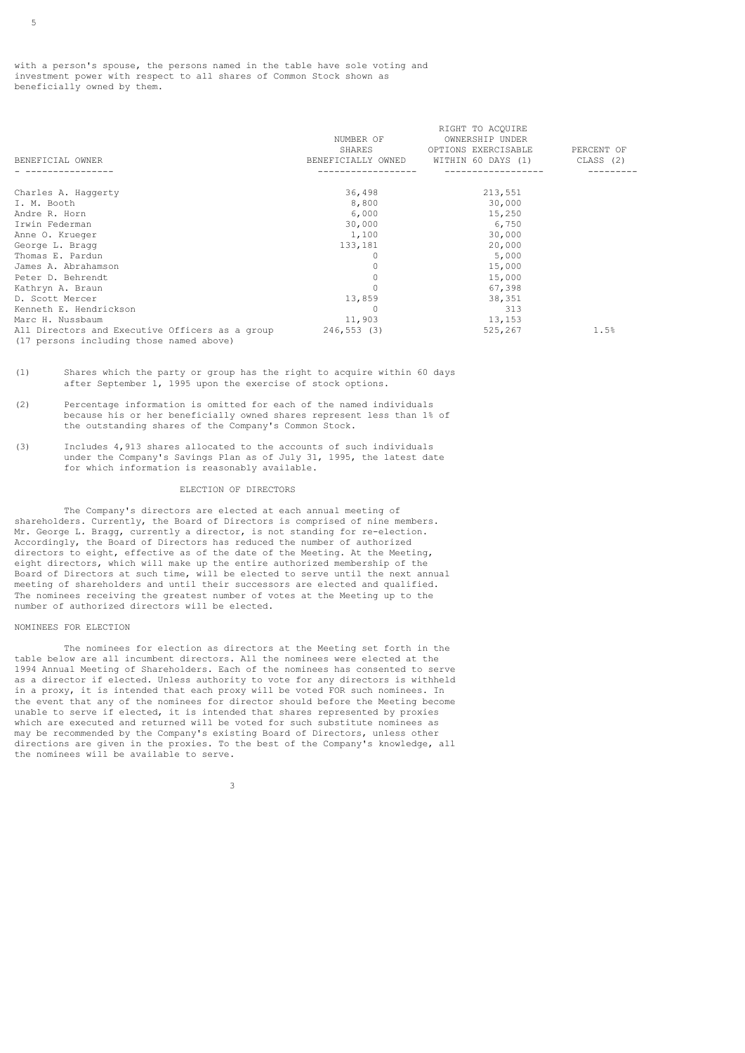with a person's spouse, the persons named in the table have sole voting and investment power with respect to all shares of Common Stock shown as beneficially owned by them.

| BENEFICIAL OWNER | NUMBER OF SHARES BENEFICIALLY OWNED | RIGHT TO ACQUIRE OWNERSHIP UNDER OPTIONS EXERCISABLE WITHIN 60 DAYS (1) | PERCENT OF CLASS (2) |
|---|---|---|---|
| Charles A. Haggerty | 36,498 | 213,551 | |
| I. M. Booth | 8,800 | 30,000 | |
| Andre R. Horn | 6,000 | 15,250 | |
| Irwin Federman | 30,000 | 6,750 | |
| Anne O. Krueger | 1,100 | 30,000 | |
| George L. Bragg | 133,181 | 20,000 | |
| Thomas E. Pardun | 0 | 5,000 | |
| James A. Abrahamson | 0 | 15,000 | |
| Peter D. Behrendt | 0 | 15,000 | |
| Kathryn A. Braun | 0 | 67,398 | |
| D. Scott Mercer | 13,859 | 38,351 | |
| Kenneth E. Hendrickson | 0 | 313 | |
| Marc H. Nussbaum | 11,903 | 13,153 | |
| All Directors and Executive Officers as a group (17 persons including those named above) | 246,553 (3) | 525,267 | 1.5% |

(1) Shares which the party or group has the right to acquire within 60 days after September 1, 1995 upon the exercise of stock options.

(2) Percentage information is omitted for each of the named individuals because his or her beneficially owned shares represent less than 1% of the outstanding shares of the Company's Common Stock.

(3) Includes 4,913 shares allocated to the accounts of such individuals under the Company's Savings Plan as of July 31, 1995, the latest date for which information is reasonably available.

## ELECTION OF DIRECTORS

The Company's directors are elected at each annual meeting of shareholders. Currently, the Board of Directors is comprised of nine members. Mr. George L. Bragg, currently a director, is not standing for re-election. Accordingly, the Board of Directors has reduced the number of authorized directors to eight, effective as of the date of the Meeting. At the Meeting, eight directors, which will make up the entire authorized membership of the Board of Directors at such time, will be elected to serve until the next annual meeting of shareholders and until their successors are elected and qualified. The nominees receiving the greatest number of votes at the Meeting up to the number of authorized directors will be elected.

### NOMINEES FOR ELECTION

The nominees for election as directors at the Meeting set forth in the table below are all incumbent directors. All the nominees were elected at the 1994 Annual Meeting of Shareholders. Each of the nominees has consented to serve as a director if elected. Unless authority to vote for any directors is withheld in a proxy, it is intended that each proxy will be voted FOR such nominees. In the event that any of the nominees for director should before the Meeting become unable to serve if elected, it is intended that shares represented by proxies which are executed and returned will be voted for such substitute nominees as may be recommended by the Company's existing Board of Directors, unless other directions are given in the proxies. To the best of the Company's knowledge, all the nominees will be available to serve.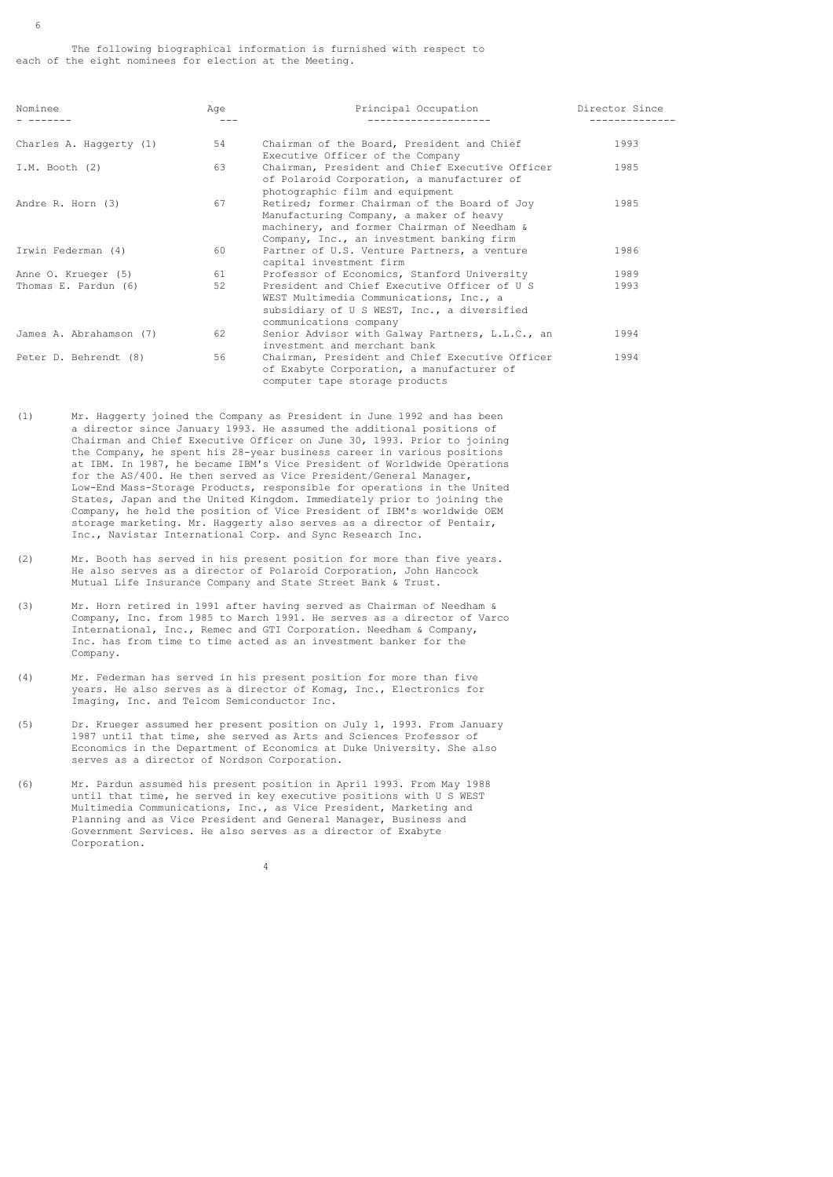The following biographical information is furnished with respect to each of the eight nominees for election at the Meeting.

| Nominee | Age | Principal Occupation | Director Since |
|---|---|---|---|
| Charles A. Haggerty (1) | 54 | Chairman of the Board, President and Chief Executive Officer of the Company | 1993 |
| I.M. Booth (2) | 63 | Chairman, President and Chief Executive Officer of Polaroid Corporation, a manufacturer of photographic film and equipment | 1985 |
| Andre R. Horn (3) | 67 | Retired; former Chairman of the Board of Joy Manufacturing Company, a maker of heavy machinery, and former Chairman of Needham & Company, Inc., an investment banking firm | 1985 |
| Irwin Federman (4) | 60 | Partner of U.S. Venture Partners, a venture capital investment firm | 1986 |
| Anne O. Krueger (5) | 61 | Professor of Economics, Stanford University | 1989 |
| Thomas E. Pardun (6) | 52 | President and Chief Executive Officer of U S WEST Multimedia Communications, Inc., a subsidiary of U S WEST, Inc., a diversified communications company | 1993 |
| James A. Abrahamson (7) | 62 | Senior Advisor with Galway Partners, L.L.C., an investment and merchant bank | 1994 |
| Peter D. Behrendt (8) | 56 | Chairman, President and Chief Executive Officer of Exabyte Corporation, a manufacturer of computer tape storage products | 1994 |

(1) Mr. Haggerty joined the Company as President in June 1992 and has been a director since January 1993. He assumed the additional positions of Chairman and Chief Executive Officer on June 30, 1993. Prior to joining the Company, he spent his 28-year business career in various positions at IBM. In 1987, he became IBM's Vice President of Worldwide Operations for the AS/400. He then served as Vice President/General Manager, Low-End Mass-Storage Products, responsible for operations in the United States, Japan and the United Kingdom. Immediately prior to joining the Company, he held the position of Vice President of IBM's worldwide OEM storage marketing. Mr. Haggerty also serves as a director of Pentair, Inc., Navistar International Corp. and Sync Research Inc.

(2) Mr. Booth has served in his present position for more than five years. He also serves as a director of Polaroid Corporation, John Hancock Mutual Life Insurance Company and State Street Bank & Trust.

(3) Mr. Horn retired in 1991 after having served as Chairman of Needham & Company, Inc. from 1985 to March 1991. He serves as a director of Varco International, Inc., Remec and GTI Corporation. Needham & Company, Inc. has from time to time acted as an investment banker for the Company.

(4) Mr. Federman has served in his present position for more than five years. He also serves as a director of Komag, Inc., Electronics for Imaging, Inc. and Telcom Semiconductor Inc.

(5) Dr. Krueger assumed her present position on July 1, 1993. From January 1987 until that time, she served as Arts and Sciences Professor of Economics in the Department of Economics at Duke University. She also serves as a director of Nordson Corporation.

(6) Mr. Pardun assumed his present position in April 1993. From May 1988 until that time, he served in key executive positions with U S WEST Multimedia Communications, Inc., as Vice President, Marketing and Planning and as Vice President and General Manager, Business and Government Services. He also serves as a director of Exabyte Corporation.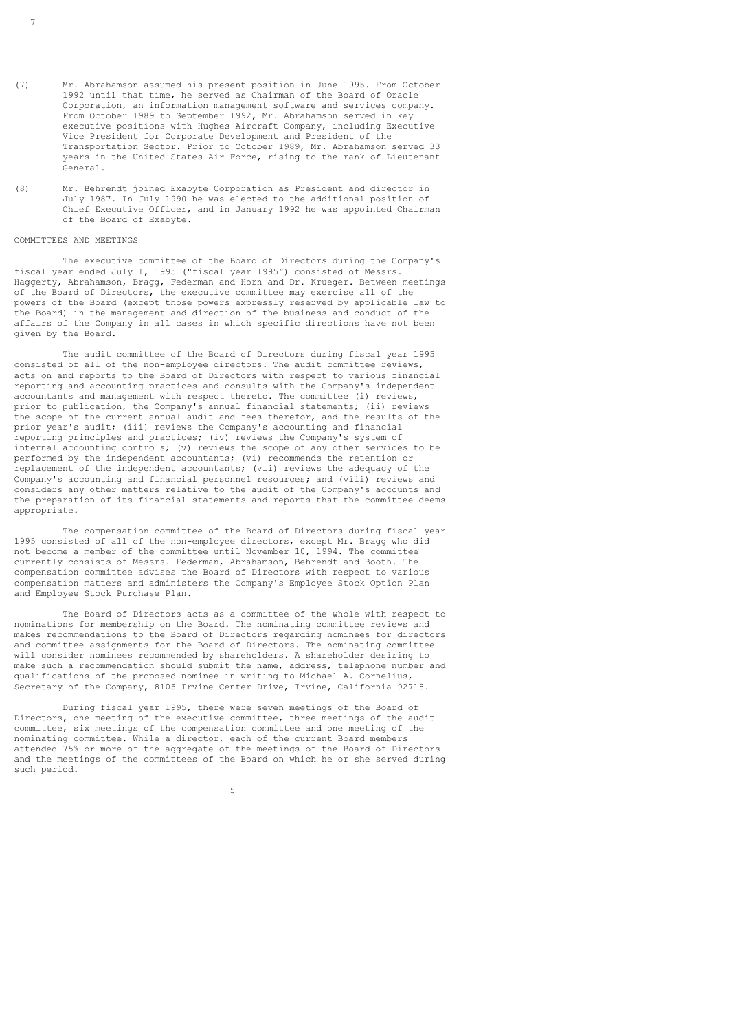(7) Mr. Abrahamson assumed his present position in June 1995. From October 1992 until that time, he served as Chairman of the Board of Oracle Corporation, an information management software and services company. From October 1989 to September 1992, Mr. Abrahamson served in key executive positions with Hughes Aircraft Company, including Executive Vice President for Corporate Development and President of the Transportation Sector. Prior to October 1989, Mr. Abrahamson served 33 years in the United States Air Force, rising to the rank of Lieutenant General.

(8) Mr. Behrendt joined Exabyte Corporation as President and director in July 1987. In July 1990 he was elected to the additional position of Chief Executive Officer, and in January 1992 he was appointed Chairman of the Board of Exabyte.

## COMMITTEES AND MEETINGS

The executive committee of the Board of Directors during the Company's fiscal year ended July 1, 1995 ("fiscal year 1995") consisted of Messrs. Haggerty, Abrahamson, Bragg, Federman and Horn and Dr. Krueger. Between meetings of the Board of Directors, the executive committee may exercise all of the powers of the Board (except those powers expressly reserved by applicable law to the Board) in the management and direction of the business and conduct of the affairs of the Company in all cases in which specific directions have not been given by the Board.

The audit committee of the Board of Directors during fiscal year 1995 consisted of all of the non-employee directors. The audit committee reviews, acts on and reports to the Board of Directors with respect to various financial reporting and accounting practices and consults with the Company's independent accountants and management with respect thereto. The committee (i) reviews, prior to publication, the Company's annual financial statements; (ii) reviews the scope of the current annual audit and fees therefor, and the results of the prior year's audit; (iii) reviews the Company's accounting and financial reporting principles and practices; (iv) reviews the Company's system of internal accounting controls; (v) reviews the scope of any other services to be performed by the independent accountants; (vi) recommends the retention or replacement of the independent accountants; (vii) reviews the adequacy of the Company's accounting and financial personnel resources; and (viii) reviews and considers any other matters relative to the audit of the Company's accounts and the preparation of its financial statements and reports that the committee deems appropriate.

The compensation committee of the Board of Directors during fiscal year 1995 consisted of all of the non-employee directors, except Mr. Bragg who did not become a member of the committee until November 10, 1994. The committee currently consists of Messrs. Federman, Abrahamson, Behrendt and Booth. The compensation committee advises the Board of Directors with respect to various compensation matters and administers the Company's Employee Stock Option Plan and Employee Stock Purchase Plan.

The Board of Directors acts as a committee of the whole with respect to nominations for membership on the Board. The nominating committee reviews and makes recommendations to the Board of Directors regarding nominees for directors and committee assignments for the Board of Directors. The nominating committee will consider nominees recommended by shareholders. A shareholder desiring to make such a recommendation should submit the name, address, telephone number and qualifications of the proposed nominee in writing to Michael A. Cornelius, Secretary of the Company, 8105 Irvine Center Drive, Irvine, California 92718.

During fiscal year 1995, there were seven meetings of the Board of Directors, one meeting of the executive committee, three meetings of the audit committee, six meetings of the compensation committee and one meeting of the nominating committee. While a director, each of the current Board members attended 75% or more of the aggregate of the meetings of the Board of Directors and the meetings of the committees of the Board on which he or she served during such period.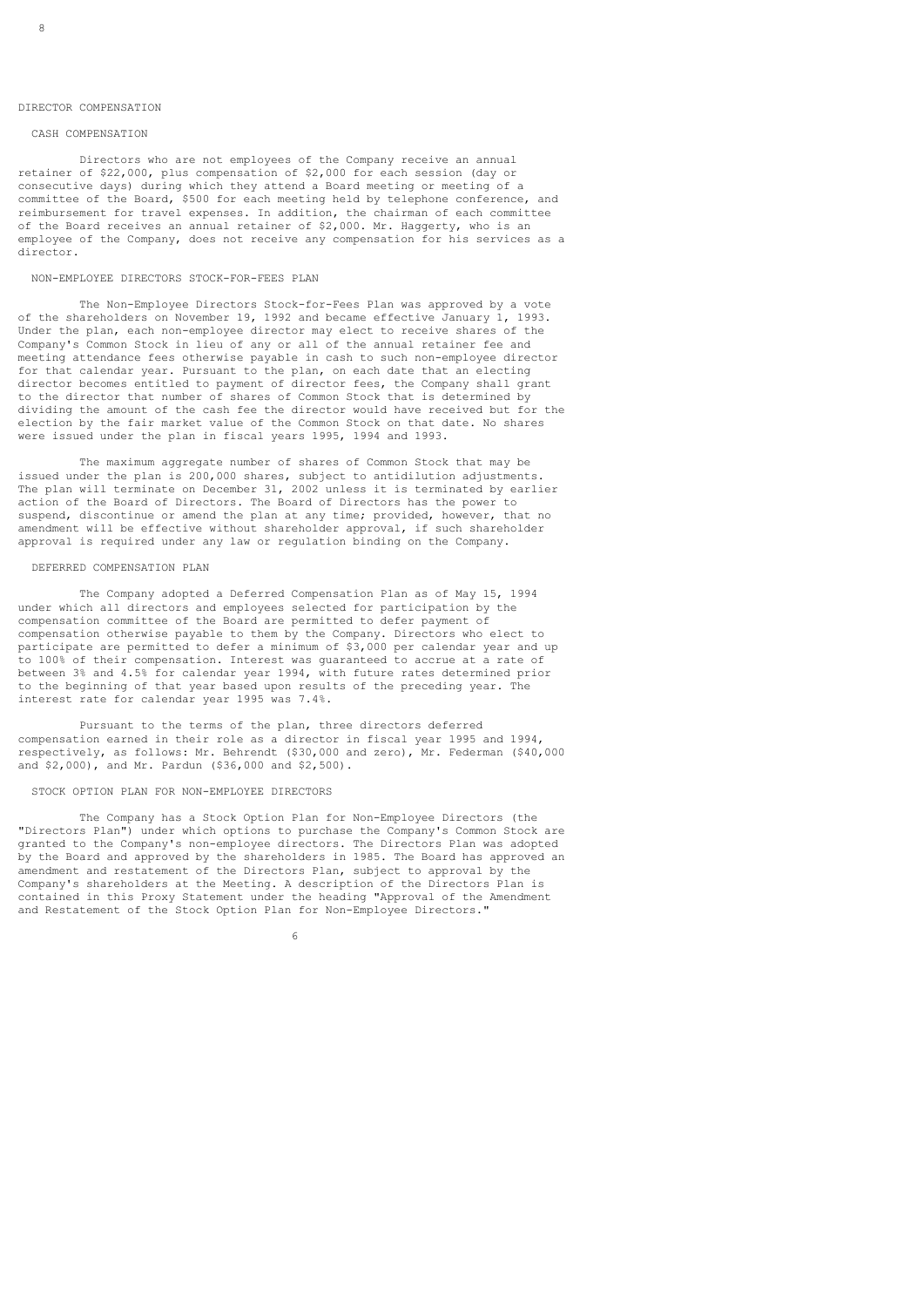## DIRECTOR COMPENSATION

### CASH COMPENSATION

Directors who are not employees of the Company receive an annual retainer of $22,000, plus compensation of $2,000 for each session (day or consecutive days) during which they attend a Board meeting or meeting of a committee of the Board, $500 for each meeting held by telephone conference, and reimbursement for travel expenses. In addition, the chairman of each committee of the Board receives an annual retainer of $2,000. Mr. Haggerty, who is an employee of the Company, does not receive any compensation for his services as a director.

### NON-EMPLOYEE DIRECTORS STOCK-FOR-FEES PLAN

The Non-Employee Directors Stock-for-Fees Plan was approved by a vote of the shareholders on November 19, 1992 and became effective January 1, 1993. Under the plan, each non-employee director may elect to receive shares of the Company's Common Stock in lieu of any or all of the annual retainer fee and meeting attendance fees otherwise payable in cash to such non-employee director for that calendar year. Pursuant to the plan, on each date that an electing director becomes entitled to payment of director fees, the Company shall grant to the director that number of shares of Common Stock that is determined by dividing the amount of the cash fee the director would have received but for the election by the fair market value of the Common Stock on that date. No shares were issued under the plan in fiscal years 1995, 1994 and 1993.

The maximum aggregate number of shares of Common Stock that may be issued under the plan is 200,000 shares, subject to antidilution adjustments. The plan will terminate on December 31, 2002 unless it is terminated by earlier action of the Board of Directors. The Board of Directors has the power to suspend, discontinue or amend the plan at any time; provided, however, that no amendment will be effective without shareholder approval, if such shareholder approval is required under any law or regulation binding on the Company.

### DEFERRED COMPENSATION PLAN

The Company adopted a Deferred Compensation Plan as of May 15, 1994 under which all directors and employees selected for participation by the compensation committee of the Board are permitted to defer payment of compensation otherwise payable to them by the Company. Directors who elect to participate are permitted to defer a minimum of $3,000 per calendar year and up to 100% of their compensation. Interest was guaranteed to accrue at a rate of between 3% and 4.5% for calendar year 1994, with future rates determined prior to the beginning of that year based upon results of the preceding year. The interest rate for calendar year 1995 was 7.4%.

Pursuant to the terms of the plan, three directors deferred compensation earned in their role as a director in fiscal year 1995 and 1994, respectively, as follows: Mr. Behrendt ($30,000 and zero), Mr. Federman ($40,000 and $2,000), and Mr. Pardun ($36,000 and $2,500).

### STOCK OPTION PLAN FOR NON-EMPLOYEE DIRECTORS

The Company has a Stock Option Plan for Non-Employee Directors (the "Directors Plan") under which options to purchase the Company's Common Stock are granted to the Company's non-employee directors. The Directors Plan was adopted by the Board and approved by the shareholders in 1985. The Board has approved an amendment and restatement of the Directors Plan, subject to approval by the Company's shareholders at the Meeting. A description of the Directors Plan is contained in this Proxy Statement under the heading "Approval of the Amendment and Restatement of the Stock Option Plan for Non-Employee Directors."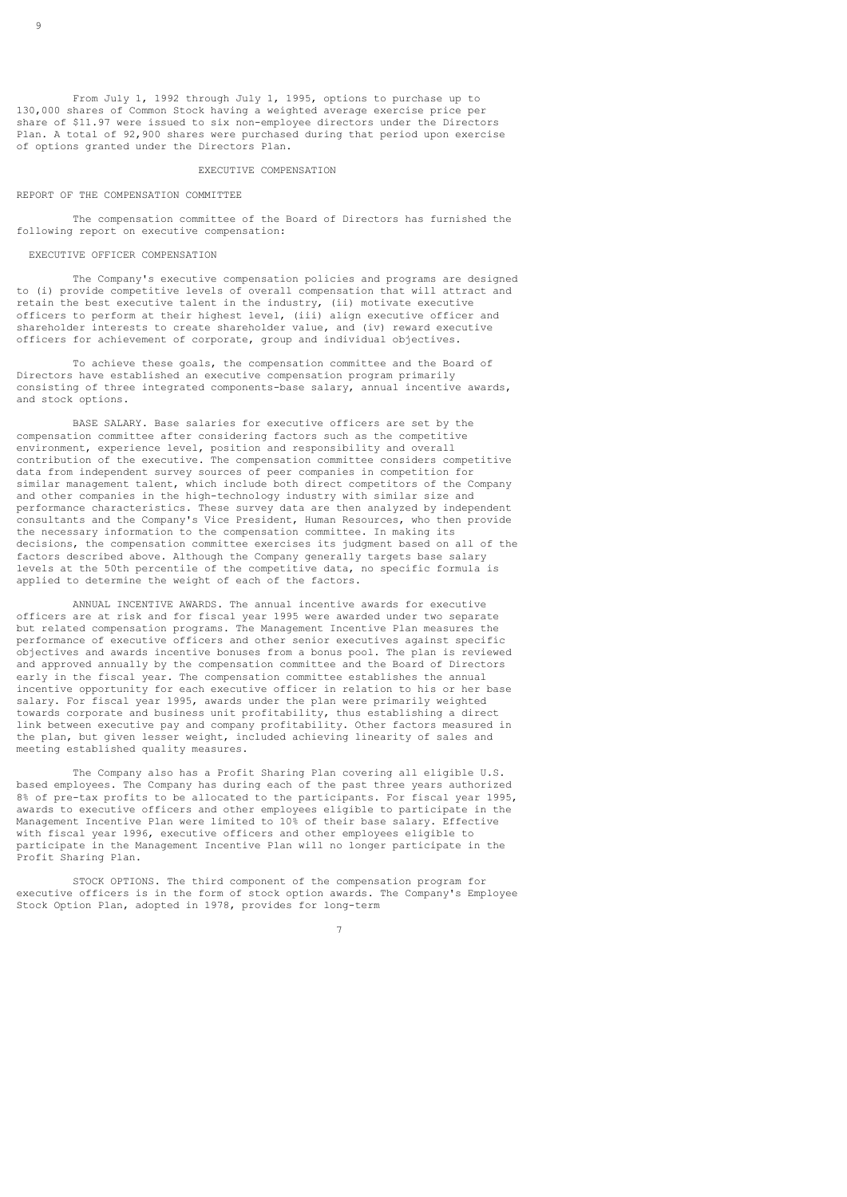From July 1, 1992 through July 1, 1995, options to purchase up to 130,000 shares of Common Stock having a weighted average exercise price per share of $11.97 were issued to six non-employee directors under the Directors Plan. A total of 92,900 shares were purchased during that period upon exercise of options granted under the Directors Plan.

## EXECUTIVE COMPENSATION

### REPORT OF THE COMPENSATION COMMITTEE

The compensation committee of the Board of Directors has furnished the following report on executive compensation:

#### EXECUTIVE OFFICER COMPENSATION

The Company's executive compensation policies and programs are designed to (i) provide competitive levels of overall compensation that will attract and retain the best executive talent in the industry, (ii) motivate executive officers to perform at their highest level, (iii) align executive officer and shareholder interests to create shareholder value, and (iv) reward executive officers for achievement of corporate, group and individual objectives.

To achieve these goals, the compensation committee and the Board of Directors have established an executive compensation program primarily consisting of three integrated components-base salary, annual incentive awards, and stock options.

BASE SALARY. Base salaries for executive officers are set by the compensation committee after considering factors such as the competitive environment, experience level, position and responsibility and overall contribution of the executive. The compensation committee considers competitive data from independent survey sources of peer companies in competition for similar management talent, which include both direct competitors of the Company and other companies in the high-technology industry with similar size and performance characteristics. These survey data are then analyzed by independent consultants and the Company's Vice President, Human Resources, who then provide the necessary information to the compensation committee. In making its decisions, the compensation committee exercises its judgment based on all of the factors described above. Although the Company generally targets base salary levels at the 50th percentile of the competitive data, no specific formula is applied to determine the weight of each of the factors.

ANNUAL INCENTIVE AWARDS. The annual incentive awards for executive officers are at risk and for fiscal year 1995 were awarded under two separate but related compensation programs. The Management Incentive Plan measures the performance of executive officers and other senior executives against specific objectives and awards incentive bonuses from a bonus pool. The plan is reviewed and approved annually by the compensation committee and the Board of Directors early in the fiscal year. The compensation committee establishes the annual incentive opportunity for each executive officer in relation to his or her base salary. For fiscal year 1995, awards under the plan were primarily weighted towards corporate and business unit profitability, thus establishing a direct link between executive pay and company profitability. Other factors measured in the plan, but given lesser weight, included achieving linearity of sales and meeting established quality measures.

The Company also has a Profit Sharing Plan covering all eligible U.S. based employees. The Company has during each of the past three years authorized 8% of pre-tax profits to be allocated to the participants. For fiscal year 1995, awards to executive officers and other employees eligible to participate in the Management Incentive Plan were limited to 10% of their base salary. Effective with fiscal year 1996, executive officers and other employees eligible to participate in the Management Incentive Plan will no longer participate in the Profit Sharing Plan.

STOCK OPTIONS. The third component of the compensation program for executive officers is in the form of stock option awards. The Company's Employee Stock Option Plan, adopted in 1978, provides for long-term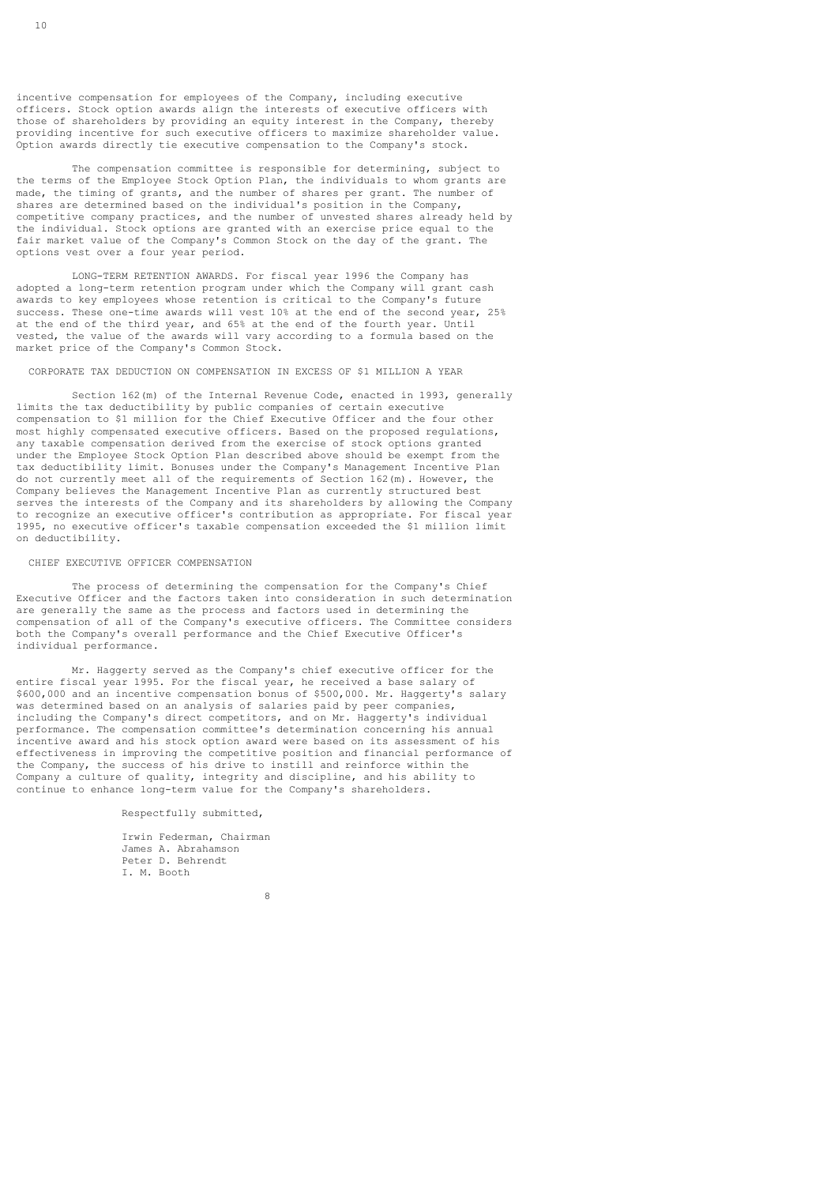incentive compensation for employees of the Company, including executive officers. Stock option awards align the interests of executive officers with those of shareholders by providing an equity interest in the Company, thereby providing incentive for such executive officers to maximize shareholder value. Option awards directly tie executive compensation to the Company's stock.

The compensation committee is responsible for determining, subject to the terms of the Employee Stock Option Plan, the individuals to whom grants are made, the timing of grants, and the number of shares per grant. The number of shares are determined based on the individual's position in the Company, competitive company practices, and the number of unvested shares already held by the individual. Stock options are granted with an exercise price equal to the fair market value of the Company's Common Stock on the day of the grant. The options vest over a four year period.

LONG-TERM RETENTION AWARDS. For fiscal year 1996 the Company has adopted a long-term retention program under which the Company will grant cash awards to key employees whose retention is critical to the Company's future success. These one-time awards will vest 10% at the end of the second year, 25% at the end of the third year, and 65% at the end of the fourth year. Until vested, the value of the awards will vary according to a formula based on the market price of the Company's Common Stock.

## CORPORATE TAX DEDUCTION ON COMPENSATION IN EXCESS OF $1 MILLION A YEAR

Section 162(m) of the Internal Revenue Code, enacted in 1993, generally limits the tax deductibility by public companies of certain executive compensation to $1 million for the Chief Executive Officer and the four other most highly compensated executive officers. Based on the proposed regulations, any taxable compensation derived from the exercise of stock options granted under the Employee Stock Option Plan described above should be exempt from the tax deductibility limit. Bonuses under the Company's Management Incentive Plan do not currently meet all of the requirements of Section 162(m). However, the Company believes the Management Incentive Plan as currently structured best serves the interests of the Company and its shareholders by allowing the Company to recognize an executive officer's contribution as appropriate. For fiscal year 1995, no executive officer's taxable compensation exceeded the $1 million limit on deductibility.

## CHIEF EXECUTIVE OFFICER COMPENSATION

The process of determining the compensation for the Company's Chief Executive Officer and the factors taken into consideration in such determination are generally the same as the process and factors used in determining the compensation of all of the Company's executive officers. The Committee considers both the Company's overall performance and the Chief Executive Officer's individual performance.

Mr. Haggerty served as the Company's chief executive officer for the entire fiscal year 1995. For the fiscal year, he received a base salary of $600,000 and an incentive compensation bonus of $500,000. Mr. Haggerty's salary was determined based on an analysis of salaries paid by peer companies, including the Company's direct competitors, and on Mr. Haggerty's individual performance. The compensation committee's determination concerning his annual incentive award and his stock option award were based on its assessment of his effectiveness in improving the competitive position and financial performance of the Company, the success of his drive to instill and reinforce within the Company a culture of quality, integrity and discipline, and his ability to continue to enhance long-term value for the Company's shareholders.

Respectfully submitted,

Irwin Federman, Chairman
James A. Abrahamson
Peter D. Behrendt
I. M. Booth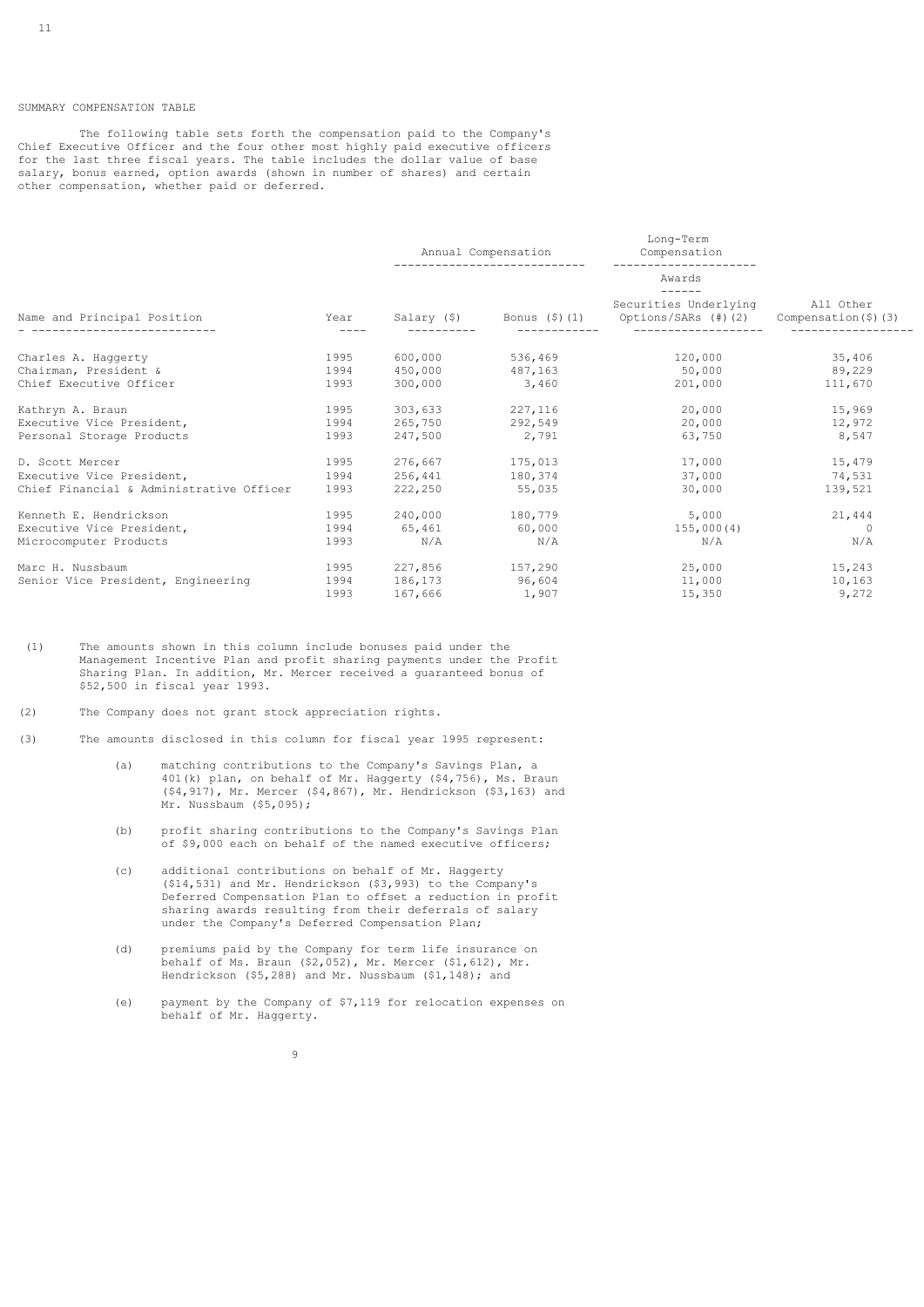SUMMARY COMPENSATION TABLE

The following table sets forth the compensation paid to the Company's Chief Executive Officer and the four other most highly paid executive officers for the last three fiscal years. The table includes the dollar value of base salary, bonus earned, option awards (shown in number of shares) and certain other compensation, whether paid or deferred.

| | | Annual Compensation | | Long-Term Compensation | |
|---|---|---|---|---|---|
| | | | | Awards | |
| Name and Principal Position | Year | Salary ($) | Bonus ($)(1) | Securities Underlying Options/SARs (#)(2) | All Other Compensation($)(3) |
| Charles A. Haggerty | 1995 | 600,000 | 536,469 | 120,000 | 35,406 |
| Chairman, President & | 1994 | 450,000 | 487,163 | 50,000 | 89,229 |
| Chief Executive Officer | 1993 | 300,000 | 3,460 | 201,000 | 111,670 |
| Kathryn A. Braun | 1995 | 303,633 | 227,116 | 20,000 | 15,969 |
| Executive Vice President, | 1994 | 265,750 | 292,549 | 20,000 | 12,972 |
| Personal Storage Products | 1993 | 247,500 | 2,791 | 63,750 | 8,547 |
| D. Scott Mercer | 1995 | 276,667 | 175,013 | 17,000 | 15,479 |
| Executive Vice President, | 1994 | 256,441 | 180,374 | 37,000 | 74,531 |
| Chief Financial & Administrative Officer | 1993 | 222,250 | 55,035 | 30,000 | 139,521 |
| Kenneth E. Hendrickson | 1995 | 240,000 | 180,779 | 5,000 | 21,444 |
| Executive Vice President, | 1994 | 65,461 | 60,000 | 155,000(4) | 0 |
| Microcomputer Products | 1993 | N/A | N/A | N/A | N/A |
| Marc H. Nussbaum | 1995 | 227,856 | 157,290 | 25,000 | 15,243 |
| Senior Vice President, Engineering | 1994 | 186,173 | 96,604 | 11,000 | 10,163 |
| | 1993 | 167,666 | 1,907 | 15,350 | 9,272 |

(1) The amounts shown in this column include bonuses paid under the Management Incentive Plan and profit sharing payments under the Profit Sharing Plan. In addition, Mr. Mercer received a guaranteed bonus of $52,500 in fiscal year 1993.

(2) The Company does not grant stock appreciation rights.

(3) The amounts disclosed in this column for fiscal year 1995 represent:

- (a) matching contributions to the Company's Savings Plan, a 401(k) plan, on behalf of Mr. Haggerty ($4,756), Ms. Braun ($4,917), Mr. Mercer ($4,867), Mr. Hendrickson ($3,163) and Mr. Nussbaum ($5,095);
- (b) profit sharing contributions to the Company's Savings Plan of $9,000 each on behalf of the named executive officers;
- (c) additional contributions on behalf of Mr. Haggerty ($14,531) and Mr. Hendrickson ($3,993) to the Company's Deferred Compensation Plan to offset a reduction in profit sharing awards resulting from their deferrals of salary under the Company's Deferred Compensation Plan;
- (d) premiums paid by the Company for term life insurance on behalf of Ms. Braun ($2,052), Mr. Mercer ($1,612), Mr. Hendrickson ($5,288) and Mr. Nussbaum ($1,148); and
- (e) payment by the Company of $7,119 for relocation expenses on behalf of Mr. Haggerty.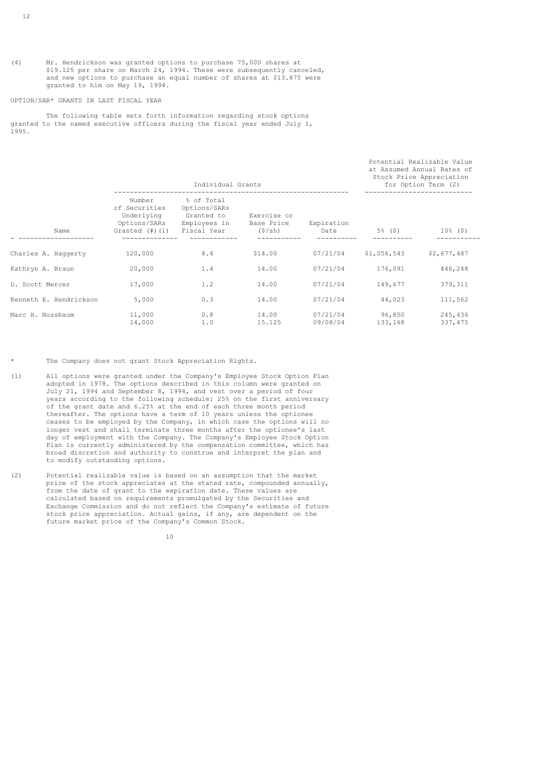(4) Mr. Hendrickson was granted options to purchase 75,000 shares at $19.125 per share on March 24, 1994. These were subsequently canceled, and new options to purchase an equal number of shares at $13.875 were granted to him on May 19, 1994.

OPTION/SAR* GRANTS IN LAST FISCAL YEAR

The following table sets forth information regarding stock options granted to the named executive officers during the fiscal year ended July 1, 1995.

| | Individual Grants | | | | Potential Realizable Value at Assumed Annual Rates of Stock Price Appreciation for Option Term (2) | |
|---|---|---|---|---|---|---|
| Name | Number of Securities Underlying Options/SARs Granted (#)(1) | % of Total Options/SARs Granted to Employees in Fiscal Year | Exercise or Base Price ($/sh) | Expiration Date | 5% ($) | 10% ($) |
| Charles A. Haggerty | 120,000 | 8.4 | $14.00 | 07/21/04 | $1,056,543 | $2,677,487 |
| Kathryn A. Braun | 20,000 | 1.4 | 14.00 | 07/21/04 | 176,091 | 446,248 |
| D. Scott Mercer | 17,000 | 1.2 | 14.00 | 07/21/04 | 149,677 | 379,311 |
| Kenneth E. Hendrickson | 5,000 | 0.3 | 14.00 | 07/21/04 | 44,023 | 111,562 |
| Marc H. Nussbaum | 11,000 | 0.8 | 14.00 | 07/21/04 | 96,850 | 245,436 |
| | 14,000 | 1.0 | 15.125 | 09/08/04 | 133,168 | 337,475 |

\* The Company does not grant Stock Appreciation Rights.

(1) All options were granted under the Company's Employee Stock Option Plan adopted in 1978. The options described in this column were granted on July 21, 1994 and September 8, 1994, and vest over a period of four years according to the following schedule: 25% on the first anniversary of the grant date and 6.25% at the end of each three month period thereafter. The options have a term of 10 years unless the optionee ceases to be employed by the Company, in which case the options will no longer vest and shall terminate three months after the optionee's last day of employment with the Company. The Company's Employee Stock Option Plan is currently administered by the compensation committee, which has broad discretion and authority to construe and interpret the plan and to modify outstanding options.

(2) Potential realizable value is based on an assumption that the market price of the stock appreciates at the stated rate, compounded annually, from the date of grant to the expiration date. These values are calculated based on requirements promulgated by the Securities and Exchange Commission and do not reflect the Company's estimate of future stock price appreciation. Actual gains, if any, are dependent on the future market price of the Company's Common Stock.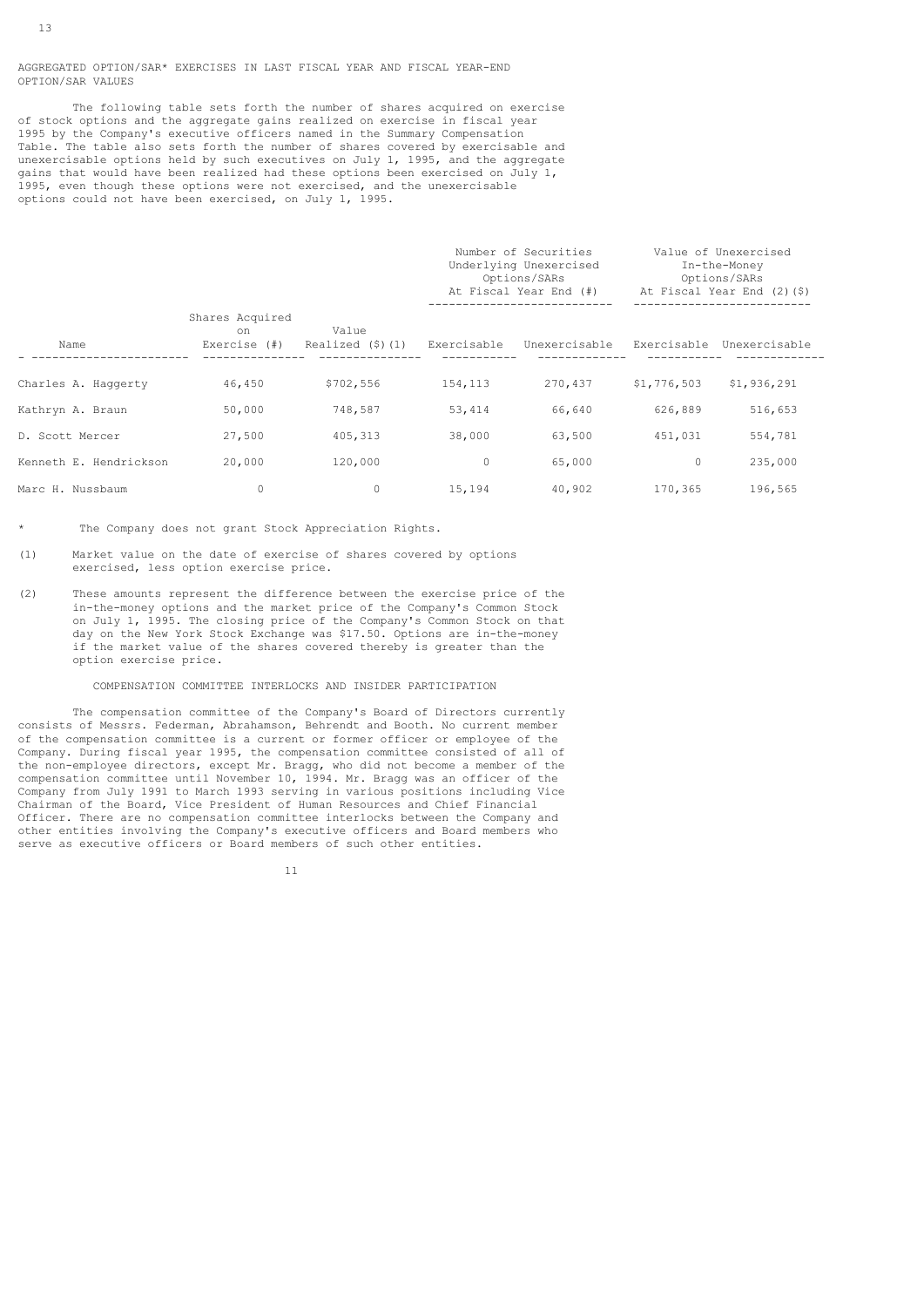## AGGREGATED OPTION/SAR* EXERCISES IN LAST FISCAL YEAR AND FISCAL YEAR-END OPTION/SAR VALUES

The following table sets forth the number of shares acquired on exercise of stock options and the aggregate gains realized on exercise in fiscal year 1995 by the Company's executive officers named in the Summary Compensation Table. The table also sets forth the number of shares covered by exercisable and unexercisable options held by such executives on July 1, 1995, and the aggregate gains that would have been realized had these options been exercised on July 1, 1995, even though these options were not exercised, and the unexercisable options could not have been exercised, on July 1, 1995.

| | | | Number of Securities Underlying Unexercised Options/SARs At Fiscal Year End (#) | | Value of Unexercised In-the-Money Options/SARs At Fiscal Year End (2)($) | |
|---|---|---|---|---|---|---|
| Name | Shares Acquired on Exercise (#) | Value Realized ($)(1) | Exercisable | Unexercisable | Exercisable | Unexercisable |
| Charles A. Haggerty | 46,450 | $702,556 | 154,113 | 270,437 | $1,776,503 | $1,936,291 |
| Kathryn A. Braun | 50,000 | 748,587 | 53,414 | 66,640 | 626,889 | 516,653 |
| D. Scott Mercer | 27,500 | 405,313 | 38,000 | 63,500 | 451,031 | 554,781 |
| Kenneth E. Hendrickson | 20,000 | 120,000 | 0 | 65,000 | 0 | 235,000 |
| Marc H. Nussbaum | 0 | 0 | 15,194 | 40,902 | 170,365 | 196,565 |

\* The Company does not grant Stock Appreciation Rights.

(1) Market value on the date of exercise of shares covered by options exercised, less option exercise price.

(2) These amounts represent the difference between the exercise price of the in-the-money options and the market price of the Company's Common Stock on July 1, 1995. The closing price of the Company's Common Stock on that day on the New York Stock Exchange was $17.50. Options are in-the-money if the market value of the shares covered thereby is greater than the option exercise price.

### COMPENSATION COMMITTEE INTERLOCKS AND INSIDER PARTICIPATION

The compensation committee of the Company's Board of Directors currently consists of Messrs. Federman, Abrahamson, Behrendt and Booth. No current member of the compensation committee is a current or former officer or employee of the Company. During fiscal year 1995, the compensation committee consisted of all of the non-employee directors, except Mr. Bragg, who did not become a member of the compensation committee until November 10, 1994. Mr. Bragg was an officer of the Company from July 1991 to March 1993 serving in various positions including Vice Chairman of the Board, Vice President of Human Resources and Chief Financial Officer. There are no compensation committee interlocks between the Company and other entities involving the Company's executive officers and Board members who serve as executive officers or Board members of such other entities.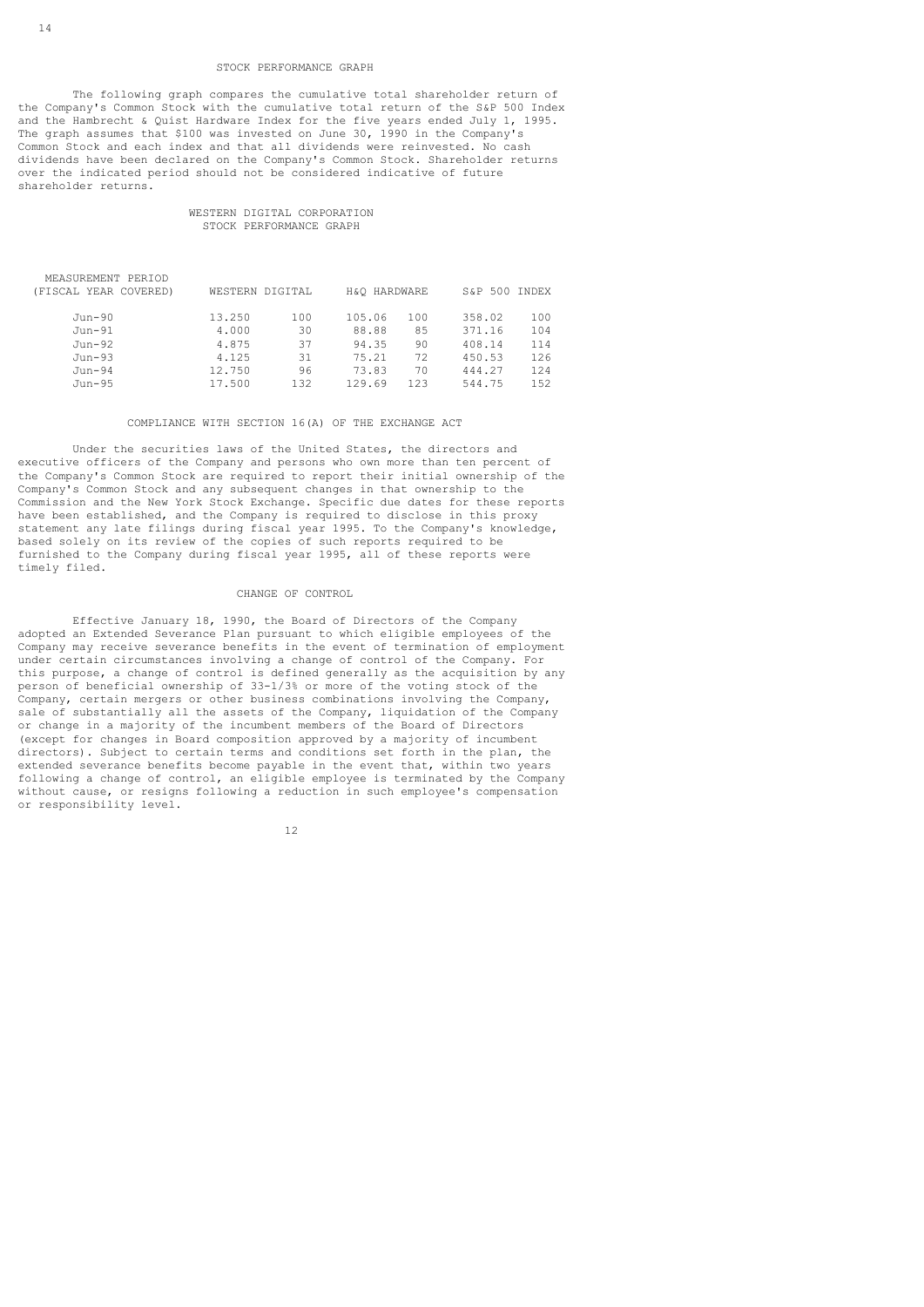## STOCK PERFORMANCE GRAPH

The following graph compares the cumulative total shareholder return of the Company's Common Stock with the cumulative total return of the S&P 500 Index and the Hambrecht & Quist Hardware Index for the five years ended July 1, 1995. The graph assumes that $100 was invested on June 30, 1990 in the Company's Common Stock and each index and that all dividends were reinvested. No cash dividends have been declared on the Company's Common Stock. Shareholder returns over the indicated period should not be considered indicative of future shareholder returns.

### WESTERN DIGITAL CORPORATION STOCK PERFORMANCE GRAPH

| MEASUREMENT PERIOD (FISCAL YEAR COVERED) | WESTERN DIGITAL | | H&Q HARDWARE | | S&P 500 INDEX | |
|---|---|---|---|---|---|---|
| Jun-90 | 13.250 | 100 | 105.06 | 100 | 358.02 | 100 |
| Jun-91 | 4.000 | 30 | 88.88 | 85 | 371.16 | 104 |
| Jun-92 | 4.875 | 37 | 94.35 | 90 | 408.14 | 114 |
| Jun-93 | 4.125 | 31 | 75.21 | 72 | 450.53 | 126 |
| Jun-94 | 12.750 | 96 | 73.83 | 70 | 444.27 | 124 |
| Jun-95 | 17.500 | 132 | 129.69 | 123 | 544.75 | 152 |

## COMPLIANCE WITH SECTION 16(A) OF THE EXCHANGE ACT

Under the securities laws of the United States, the directors and executive officers of the Company and persons who own more than ten percent of the Company's Common Stock are required to report their initial ownership of the Company's Common Stock and any subsequent changes in that ownership to the Commission and the New York Stock Exchange. Specific due dates for these reports have been established, and the Company is required to disclose in this proxy statement any late filings during fiscal year 1995. To the Company's knowledge, based solely on its review of the copies of such reports required to be furnished to the Company during fiscal year 1995, all of these reports were timely filed.

## CHANGE OF CONTROL

Effective January 18, 1990, the Board of Directors of the Company adopted an Extended Severance Plan pursuant to which eligible employees of the Company may receive severance benefits in the event of termination of employment under certain circumstances involving a change of control of the Company. For this purpose, a change of control is defined generally as the acquisition by any person of beneficial ownership of 33-1/3% or more of the voting stock of the Company, certain mergers or other business combinations involving the Company, sale of substantially all the assets of the Company, liquidation of the Company or change in a majority of the incumbent members of the Board of Directors (except for changes in Board composition approved by a majority of incumbent directors). Subject to certain terms and conditions set forth in the plan, the extended severance benefits become payable in the event that, within two years following a change of control, an eligible employee is terminated by the Company without cause, or resigns following a reduction in such employee's compensation or responsibility level.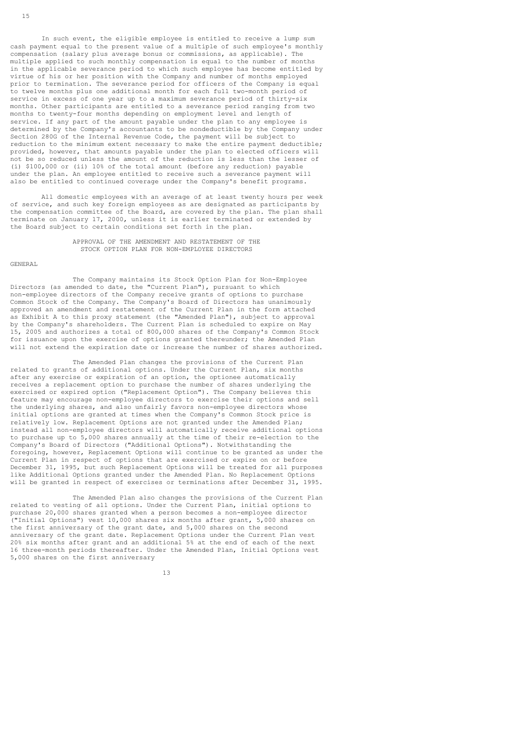In such event, the eligible employee is entitled to receive a lump sum cash payment equal to the present value of a multiple of such employee's monthly compensation (salary plus average bonus or commissions, as applicable). The multiple applied to such monthly compensation is equal to the number of months in the applicable severance period to which such employee has become entitled by virtue of his or her position with the Company and number of months employed prior to termination. The severance period for officers of the Company is equal to twelve months plus one additional month for each full two-month period of service in excess of one year up to a maximum severance period of thirty-six months. Other participants are entitled to a severance period ranging from two months to twenty-four months depending on employment level and length of service. If any part of the amount payable under the plan to any employee is determined by the Company's accountants to be nondeductible by the Company under Section 280G of the Internal Revenue Code, the payment will be subject to reduction to the minimum extent necessary to make the entire payment deductible; provided, however, that amounts payable under the plan to elected officers will not be so reduced unless the amount of the reduction is less than the lesser of (i) $100,000 or (ii) 10% of the total amount (before any reduction) payable under the plan. An employee entitled to receive such a severance payment will also be entitled to continued coverage under the Company's benefit programs.

All domestic employees with an average of at least twenty hours per week of service, and such key foreign employees as are designated as participants by the compensation committee of the Board, are covered by the plan. The plan shall terminate on January 17, 2000, unless it is earlier terminated or extended by the Board subject to certain conditions set forth in the plan.

## APPROVAL OF THE AMENDMENT AND RESTATEMENT OF THE STOCK OPTION PLAN FOR NON-EMPLOYEE DIRECTORS

### GENERAL

The Company maintains its Stock Option Plan for Non-Employee Directors (as amended to date, the "Current Plan"), pursuant to which non-employee directors of the Company receive grants of options to purchase Common Stock of the Company. The Company's Board of Directors has unanimously approved an amendment and restatement of the Current Plan in the form attached as Exhibit A to this proxy statement (the "Amended Plan"), subject to approval by the Company's shareholders. The Current Plan is scheduled to expire on May 15, 2005 and authorizes a total of 800,000 shares of the Company's Common Stock for issuance upon the exercise of options granted thereunder; the Amended Plan will not extend the expiration date or increase the number of shares authorized.

The Amended Plan changes the provisions of the Current Plan related to grants of additional options. Under the Current Plan, six months after any exercise or expiration of an option, the optionee automatically receives a replacement option to purchase the number of shares underlying the exercised or expired option ("Replacement Option"). The Company believes this feature may encourage non-employee directors to exercise their options and sell the underlying shares, and also unfairly favors non-employee directors whose initial options are granted at times when the Company's Common Stock price is relatively low. Replacement Options are not granted under the Amended Plan; instead all non-employee directors will automatically receive additional options to purchase up to 5,000 shares annually at the time of their re-election to the Company's Board of Directors ("Additional Options"). Notwithstanding the foregoing, however, Replacement Options will continue to be granted as under the Current Plan in respect of options that are exercised or expire on or before December 31, 1995, but such Replacement Options will be treated for all purposes like Additional Options granted under the Amended Plan. No Replacement Options will be granted in respect of exercises or terminations after December 31, 1995.

The Amended Plan also changes the provisions of the Current Plan related to vesting of all options. Under the Current Plan, initial options to purchase 20,000 shares granted when a person becomes a non-employee director ("Initial Options") vest 10,000 shares six months after grant, 5,000 shares on the first anniversary of the grant date, and 5,000 shares on the second anniversary of the grant date. Replacement Options under the Current Plan vest 20% six months after grant and an additional 5% at the end of each of the next 16 three-month periods thereafter. Under the Amended Plan, Initial Options vest 5,000 shares on the first anniversary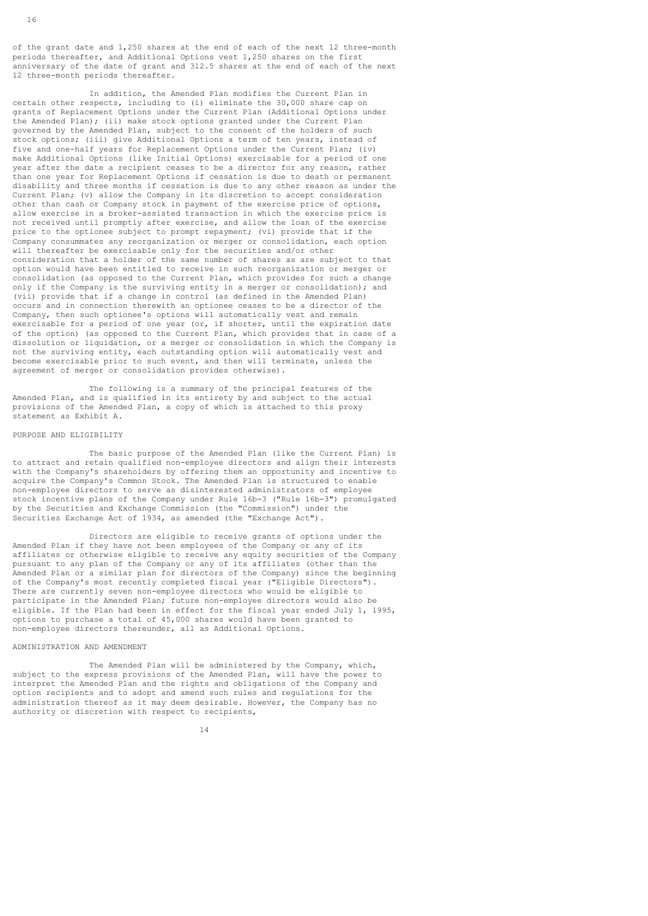of the grant date and 1,250 shares at the end of each of the next 12 three-month periods thereafter, and Additional Options vest 1,250 shares on the first anniversary of the date of grant and 312.5 shares at the end of each of the next 12 three-month periods thereafter.

In addition, the Amended Plan modifies the Current Plan in certain other respects, including to (i) eliminate the 30,000 share cap on grants of Replacement Options under the Current Plan (Additional Options under the Amended Plan); (ii) make stock options granted under the Current Plan governed by the Amended Plan, subject to the consent of the holders of such stock options; (iii) give Additional Options a term of ten years, instead of five and one-half years for Replacement Options under the Current Plan; (iv) make Additional Options (like Initial Options) exercisable for a period of one year after the date a recipient ceases to be a director for any reason, rather than one year for Replacement Options if cessation is due to death or permanent disability and three months if cessation is due to any other reason as under the Current Plan; (v) allow the Company in its discretion to accept consideration other than cash or Company stock in payment of the exercise price of options, allow exercise in a broker-assisted transaction in which the exercise price is not received until promptly after exercise, and allow the loan of the exercise price to the optionee subject to prompt repayment; (vi) provide that if the Company consummates any reorganization or merger or consolidation, each option will thereafter be exercisable only for the securities and/or other consideration that a holder of the same number of shares as are subject to that option would have been entitled to receive in such reorganization or merger or consolidation (as opposed to the Current Plan, which provides for such a change only if the Company is the surviving entity in a merger or consolidation); and (vii) provide that if a change in control (as defined in the Amended Plan) occurs and in connection therewith an optionee ceases to be a director of the Company, then such optionee's options will automatically vest and remain exercisable for a period of one year (or, if shorter, until the expiration date of the option) (as opposed to the Current Plan, which provides that in case of a dissolution or liquidation, or a merger or consolidation in which the Company is not the surviving entity, each outstanding option will automatically vest and become exercisable prior to such event, and then will terminate, unless the agreement of merger or consolidation provides otherwise).

The following is a summary of the principal features of the Amended Plan, and is qualified in its entirety by and subject to the actual provisions of the Amended Plan, a copy of which is attached to this proxy statement as Exhibit A.

## PURPOSE AND ELIGIBILITY

The basic purpose of the Amended Plan (like the Current Plan) is to attract and retain qualified non-employee directors and align their interests with the Company's shareholders by offering them an opportunity and incentive to acquire the Company's Common Stock. The Amended Plan is structured to enable non-employee directors to serve as disinterested administrators of employee stock incentive plans of the Company under Rule 16b-3 ("Rule 16b-3") promulgated by the Securities and Exchange Commission (the "Commission") under the Securities Exchange Act of 1934, as amended (the "Exchange Act").

Directors are eligible to receive grants of options under the Amended Plan if they have not been employees of the Company or any of its affiliates or otherwise eligible to receive any equity securities of the Company pursuant to any plan of the Company or any of its affiliates (other than the Amended Plan or a similar plan for directors of the Company) since the beginning of the Company's most recently completed fiscal year ("Eligible Directors"). There are currently seven non-employee directors who would be eligible to participate in the Amended Plan; future non-employee directors would also be eligible. If the Plan had been in effect for the fiscal year ended July 1, 1995, options to purchase a total of 45,000 shares would have been granted to non-employee directors thereunder, all as Additional Options.

## ADMINISTRATION AND AMENDMENT

The Amended Plan will be administered by the Company, which, subject to the express provisions of the Amended Plan, will have the power to interpret the Amended Plan and the rights and obligations of the Company and option recipients and to adopt and amend such rules and regulations for the administration thereof as it may deem desirable. However, the Company has no authority or discretion with respect to recipients,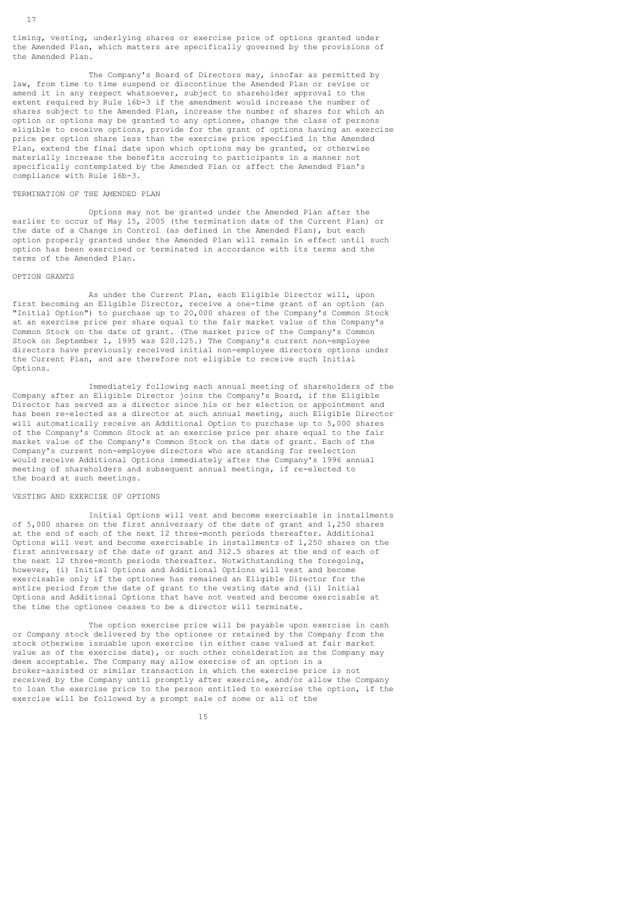timing, vesting, underlying shares or exercise price of options granted under the Amended Plan, which matters are specifically governed by the provisions of the Amended Plan.

The Company's Board of Directors may, insofar as permitted by law, from time to time suspend or discontinue the Amended Plan or revise or amend it in any respect whatsoever, subject to shareholder approval to the extent required by Rule 16b-3 if the amendment would increase the number of shares subject to the Amended Plan, increase the number of shares for which an option or options may be granted to any optionee, change the class of persons eligible to receive options, provide for the grant of options having an exercise price per option share less than the exercise price specified in the Amended Plan, extend the final date upon which options may be granted, or otherwise materially increase the benefits accruing to participants in a manner not specifically contemplated by the Amended Plan or affect the Amended Plan's compliance with Rule 16b-3.

## TERMINATION OF THE AMENDED PLAN

Options may not be granted under the Amended Plan after the earlier to occur of May 15, 2005 (the termination date of the Current Plan) or the date of a Change in Control (as defined in the Amended Plan), but each option properly granted under the Amended Plan will remain in effect until such option has been exercised or terminated in accordance with its terms and the terms of the Amended Plan.

## OPTION GRANTS

As under the Current Plan, each Eligible Director will, upon first becoming an Eligible Director, receive a one-time grant of an option (an "Initial Option") to purchase up to 20,000 shares of the Company's Common Stock at an exercise price per share equal to the fair market value of the Company's Common Stock on the date of grant. (The market price of the Company's Common Stock on September 1, 1995 was $20.125.) The Company's current non-employee directors have previously received initial non-employee directors options under the Current Plan, and are therefore not eligible to receive such Initial Options.

Immediately following each annual meeting of shareholders of the Company after an Eligible Director joins the Company's Board, if the Eligible Director has served as a director since his or her election or appointment and has been re-elected as a director at such annual meeting, such Eligible Director will automatically receive an Additional Option to purchase up to 5,000 shares of the Company's Common Stock at an exercise price per share equal to the fair market value of the Company's Common Stock on the date of grant. Each of the Company's current non-employee directors who are standing for reelection would receive Additional Options immediately after the Company's 1996 annual meeting of shareholders and subsequent annual meetings, if re-elected to the board at such meetings.

## VESTING AND EXERCISE OF OPTIONS

Initial Options will vest and become exercisable in installments of 5,000 shares on the first anniversary of the date of grant and 1,250 shares at the end of each of the next 12 three-month periods thereafter. Additional Options will vest and become exercisable in installments of 1,250 shares on the first anniversary of the date of grant and 312.5 shares at the end of each of the next 12 three-month periods thereafter. Notwithstanding the foregoing, however, (i) Initial Options and Additional Options will vest and become exercisable only if the optionee has remained an Eligible Director for the entire period from the date of grant to the vesting date and (ii) Initial Options and Additional Options that have not vested and become exercisable at the time the optionee ceases to be a director will terminate.

The option exercise price will be payable upon exercise in cash or Company stock delivered by the optionee or retained by the Company from the stock otherwise issuable upon exercise (in either case valued at fair market value as of the exercise date), or such other consideration as the Company may deem acceptable. The Company may allow exercise of an option in a broker-assisted or similar transaction in which the exercise price is not received by the Company until promptly after exercise, and/or allow the Company to loan the exercise price to the person entitled to exercise the option, if the exercise will be followed by a prompt sale of some or all of the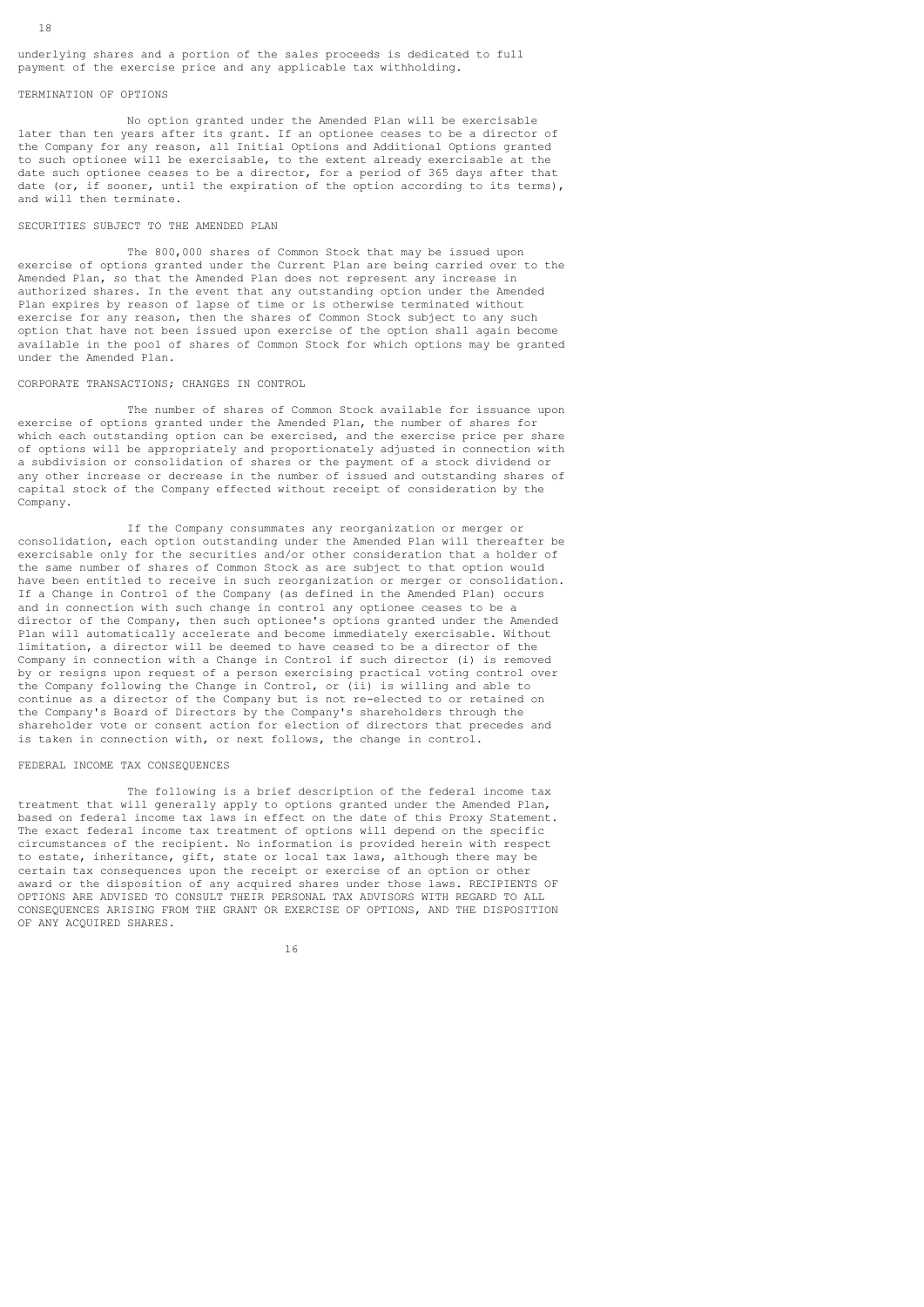underlying shares and a portion of the sales proceeds is dedicated to full payment of the exercise price and any applicable tax withholding.

## TERMINATION OF OPTIONS

No option granted under the Amended Plan will be exercisable later than ten years after its grant. If an optionee ceases to be a director of the Company for any reason, all Initial Options and Additional Options granted to such optionee will be exercisable, to the extent already exercisable at the date such optionee ceases to be a director, for a period of 365 days after that date (or, if sooner, until the expiration of the option according to its terms), and will then terminate.

## SECURITIES SUBJECT TO THE AMENDED PLAN

The 800,000 shares of Common Stock that may be issued upon exercise of options granted under the Current Plan are being carried over to the Amended Plan, so that the Amended Plan does not represent any increase in authorized shares. In the event that any outstanding option under the Amended Plan expires by reason of lapse of time or is otherwise terminated without exercise for any reason, then the shares of Common Stock subject to any such option that have not been issued upon exercise of the option shall again become available in the pool of shares of Common Stock for which options may be granted under the Amended Plan.

## CORPORATE TRANSACTIONS; CHANGES IN CONTROL

The number of shares of Common Stock available for issuance upon exercise of options granted under the Amended Plan, the number of shares for which each outstanding option can be exercised, and the exercise price per share of options will be appropriately and proportionately adjusted in connection with a subdivision or consolidation of shares or the payment of a stock dividend or any other increase or decrease in the number of issued and outstanding shares of capital stock of the Company effected without receipt of consideration by the Company.

If the Company consummates any reorganization or merger or consolidation, each option outstanding under the Amended Plan will thereafter be exercisable only for the securities and/or other consideration that a holder of the same number of shares of Common Stock as are subject to that option would have been entitled to receive in such reorganization or merger or consolidation. If a Change in Control of the Company (as defined in the Amended Plan) occurs and in connection with such change in control any optionee ceases to be a director of the Company, then such optionee's options granted under the Amended Plan will automatically accelerate and become immediately exercisable. Without limitation, a director will be deemed to have ceased to be a director of the Company in connection with a Change in Control if such director (i) is removed by or resigns upon request of a person exercising practical voting control over the Company following the Change in Control, or (ii) is willing and able to continue as a director of the Company but is not re-elected to or retained on the Company's Board of Directors by the Company's shareholders through the shareholder vote or consent action for election of directors that precedes and is taken in connection with, or next follows, the change in control.

## FEDERAL INCOME TAX CONSEQUENCES

The following is a brief description of the federal income tax treatment that will generally apply to options granted under the Amended Plan, based on federal income tax laws in effect on the date of this Proxy Statement. The exact federal income tax treatment of options will depend on the specific circumstances of the recipient. No information is provided herein with respect to estate, inheritance, gift, state or local tax laws, although there may be certain tax consequences upon the receipt or exercise of an option or other award or the disposition of any acquired shares under those laws. RECIPIENTS OF OPTIONS ARE ADVISED TO CONSULT THEIR PERSONAL TAX ADVISORS WITH REGARD TO ALL CONSEQUENCES ARISING FROM THE GRANT OR EXERCISE OF OPTIONS, AND THE DISPOSITION OF ANY ACQUIRED SHARES.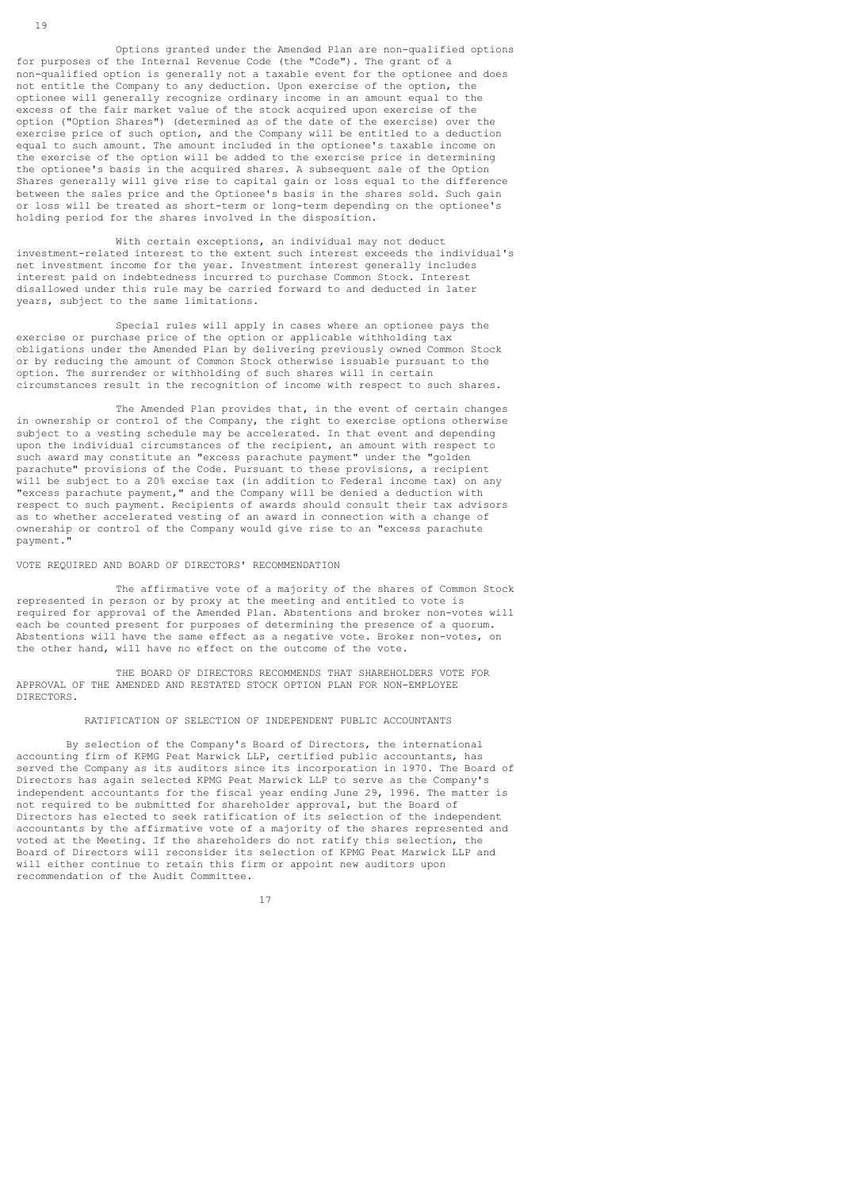Options granted under the Amended Plan are non-qualified options for purposes of the Internal Revenue Code (the "Code"). The grant of a non-qualified option is generally not a taxable event for the optionee and does not entitle the Company to any deduction. Upon exercise of the option, the optionee will generally recognize ordinary income in an amount equal to the excess of the fair market value of the stock acquired upon exercise of the option ("Option Shares") (determined as of the date of the exercise) over the exercise price of such option, and the Company will be entitled to a deduction equal to such amount. The amount included in the optionee's taxable income on the exercise of the option will be added to the exercise price in determining the optionee's basis in the acquired shares. A subsequent sale of the Option Shares generally will give rise to capital gain or loss equal to the difference between the sales price and the Optionee's basis in the shares sold. Such gain or loss will be treated as short-term or long-term depending on the optionee's holding period for the shares involved in the disposition.

With certain exceptions, an individual may not deduct investment-related interest to the extent such interest exceeds the individual's net investment income for the year. Investment interest generally includes interest paid on indebtedness incurred to purchase Common Stock. Interest disallowed under this rule may be carried forward to and deducted in later years, subject to the same limitations.

Special rules will apply in cases where an optionee pays the exercise or purchase price of the option or applicable withholding tax obligations under the Amended Plan by delivering previously owned Common Stock or by reducing the amount of Common Stock otherwise issuable pursuant to the option. The surrender or withholding of such shares will in certain circumstances result in the recognition of income with respect to such shares.

The Amended Plan provides that, in the event of certain changes in ownership or control of the Company, the right to exercise options otherwise subject to a vesting schedule may be accelerated. In that event and depending upon the individual circumstances of the recipient, an amount with respect to such award may constitute an "excess parachute payment" under the "golden parachute" provisions of the Code. Pursuant to these provisions, a recipient will be subject to a 20% excise tax (in addition to Federal income tax) on any "excess parachute payment," and the Company will be denied a deduction with respect to such payment. Recipients of awards should consult their tax advisors as to whether accelerated vesting of an award in connection with a change of ownership or control of the Company would give rise to an "excess parachute payment."

VOTE REQUIRED AND BOARD OF DIRECTORS' RECOMMENDATION

The affirmative vote of a majority of the shares of Common Stock represented in person or by proxy at the meeting and entitled to vote is required for approval of the Amended Plan. Abstentions and broker non-votes will each be counted present for purposes of determining the presence of a quorum. Abstentions will have the same effect as a negative vote. Broker non-votes, on the other hand, will have no effect on the outcome of the vote.

THE BOARD OF DIRECTORS RECOMMENDS THAT SHAREHOLDERS VOTE FOR APPROVAL OF THE AMENDED AND RESTATED STOCK OPTION PLAN FOR NON-EMPLOYEE DIRECTORS.

## RATIFICATION OF SELECTION OF INDEPENDENT PUBLIC ACCOUNTANTS

By selection of the Company's Board of Directors, the international accounting firm of KPMG Peat Marwick LLP, certified public accountants, has served the Company as its auditors since its incorporation in 1970. The Board of Directors has again selected KPMG Peat Marwick LLP to serve as the Company's independent accountants for the fiscal year ending June 29, 1996. The matter is not required to be submitted for shareholder approval, but the Board of Directors has elected to seek ratification of its selection of the independent accountants by the affirmative vote of a majority of the shares represented and voted at the Meeting. If the shareholders do not ratify this selection, the Board of Directors will reconsider its selection of KPMG Peat Marwick LLP and will either continue to retain this firm or appoint new auditors upon recommendation of the Audit Committee.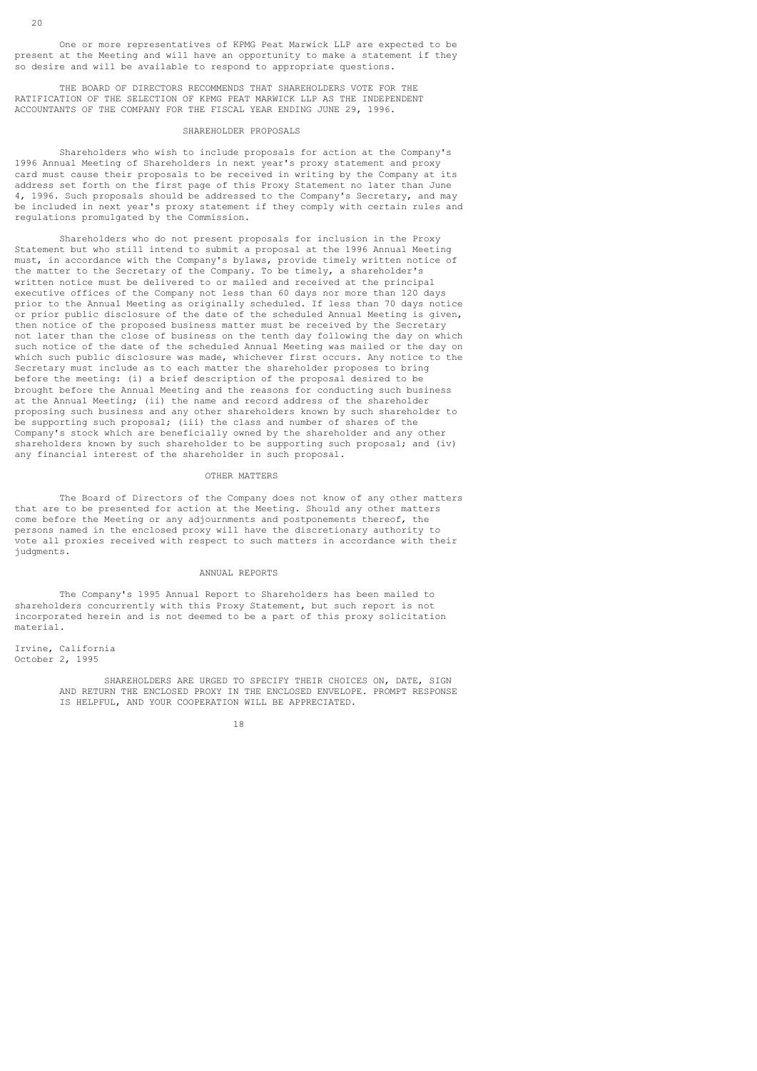One or more representatives of KPMG Peat Marwick LLP are expected to be present at the Meeting and will have an opportunity to make a statement if they so desire and will be available to respond to appropriate questions.

THE BOARD OF DIRECTORS RECOMMENDS THAT SHAREHOLDERS VOTE FOR THE RATIFICATION OF THE SELECTION OF KPMG PEAT MARWICK LLP AS THE INDEPENDENT ACCOUNTANTS OF THE COMPANY FOR THE FISCAL YEAR ENDING JUNE 29, 1996.

## SHAREHOLDER PROPOSALS

Shareholders who wish to include proposals for action at the Company's 1996 Annual Meeting of Shareholders in next year's proxy statement and proxy card must cause their proposals to be received in writing by the Company at its address set forth on the first page of this Proxy Statement no later than June 4, 1996. Such proposals should be addressed to the Company's Secretary, and may be included in next year's proxy statement if they comply with certain rules and regulations promulgated by the Commission.

Shareholders who do not present proposals for inclusion in the Proxy Statement but who still intend to submit a proposal at the 1996 Annual Meeting must, in accordance with the Company's bylaws, provide timely written notice of the matter to the Secretary of the Company. To be timely, a shareholder's written notice must be delivered to or mailed and received at the principal executive offices of the Company not less than 60 days nor more than 120 days prior to the Annual Meeting as originally scheduled. If less than 70 days notice or prior public disclosure of the date of the scheduled Annual Meeting is given, then notice of the proposed business matter must be received by the Secretary not later than the close of business on the tenth day following the day on which such notice of the date of the scheduled Annual Meeting was mailed or the day on which such public disclosure was made, whichever first occurs. Any notice to the Secretary must include as to each matter the shareholder proposes to bring before the meeting: (i) a brief description of the proposal desired to be brought before the Annual Meeting and the reasons for conducting such business at the Annual Meeting; (ii) the name and record address of the shareholder proposing such business and any other shareholders known by such shareholder to be supporting such proposal; (iii) the class and number of shares of the Company's stock which are beneficially owned by the shareholder and any other shareholders known by such shareholder to be supporting such proposal; and (iv) any financial interest of the shareholder in such proposal.

## OTHER MATTERS

The Board of Directors of the Company does not know of any other matters that are to be presented for action at the Meeting. Should any other matters come before the Meeting or any adjournments and postponements thereof, the persons named in the enclosed proxy will have the discretionary authority to vote all proxies received with respect to such matters in accordance with their judgments.

## ANNUAL REPORTS

The Company's 1995 Annual Report to Shareholders has been mailed to shareholders concurrently with this Proxy Statement, but such report is not incorporated herein and is not deemed to be a part of this proxy solicitation material.

Irvine, California
October 2, 1995

SHAREHOLDERS ARE URGED TO SPECIFY THEIR CHOICES ON, DATE, SIGN AND RETURN THE ENCLOSED PROXY IN THE ENCLOSED ENVELOPE. PROMPT RESPONSE IS HELPFUL, AND YOUR COOPERATION WILL BE APPRECIATED.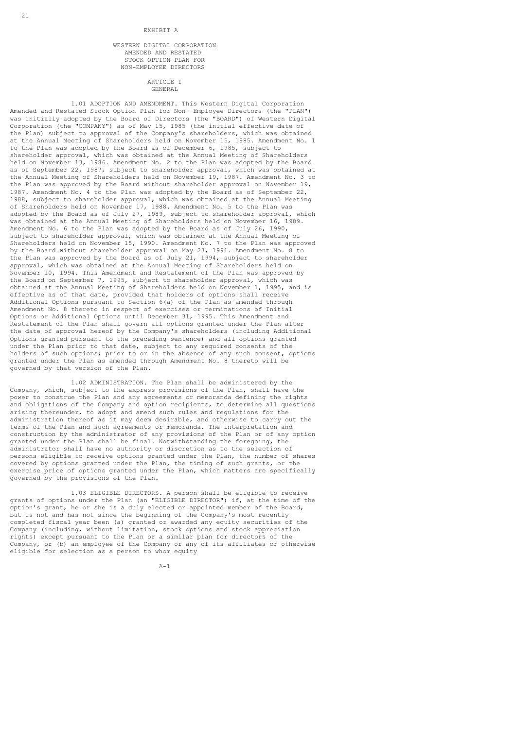EXHIBIT A

# WESTERN DIGITAL CORPORATION AMENDED AND RESTATED STOCK OPTION PLAN FOR NON-EMPLOYEE DIRECTORS

## ARTICLE I GENERAL

1.01 ADOPTION AND AMENDMENT. This Western Digital Corporation Amended and Restated Stock Option Plan for Non- Employee Directors (the "PLAN") was initially adopted by the Board of Directors (the "BOARD") of Western Digital Corporation (the "COMPANY") as of May 15, 1985 (the initial effective date of the Plan) subject to approval of the Company's shareholders, which was obtained at the Annual Meeting of Shareholders held on November 15, 1985. Amendment No. 1 to the Plan was adopted by the Board as of December 6, 1985, subject to shareholder approval, which was obtained at the Annual Meeting of Shareholders held on November 13, 1986. Amendment No. 2 to the Plan was adopted by the Board as of September 22, 1987, subject to shareholder approval, which was obtained at the Annual Meeting of Shareholders held on November 19, 1987. Amendment No. 3 to the Plan was approved by the Board without shareholder approval on November 19, 1987. Amendment No. 4 to the Plan was adopted by the Board as of September 22, 1988, subject to shareholder approval, which was obtained at the Annual Meeting of Shareholders held on November 17, 1988. Amendment No. 5 to the Plan was adopted by the Board as of July 27, 1989, subject to shareholder approval, which was obtained at the Annual Meeting of Shareholders held on November 16, 1989. Amendment No. 6 to the Plan was adopted by the Board as of July 26, 1990, subject to shareholder approval, which was obtained at the Annual Meeting of Shareholders held on November 15, 1990. Amendment No. 7 to the Plan was approved by the Board without shareholder approval on May 23, 1991. Amendment No. 8 to the Plan was approved by the Board as of July 21, 1994, subject to shareholder approval, which was obtained at the Annual Meeting of Shareholders held on November 10, 1994. This Amendment and Restatement of the Plan was approved by the Board on September 7, 1995, subject to shareholder approval, which was obtained at the Annual Meeting of Shareholders held on November 1, 1995, and is effective as of that date, provided that holders of options shall receive Additional Options pursuant to Section 6(a) of the Plan as amended through Amendment No. 8 thereto in respect of exercises or terminations of Initial Options or Additional Options until December 31, 1995. This Amendment and Restatement of the Plan shall govern all options granted under the Plan after the date of approval hereof by the Company's shareholders (including Additional Options granted pursuant to the preceding sentence) and all options granted under the Plan prior to that date, subject to any required consents of the holders of such options; prior to or in the absence of any such consent, options granted under the Plan as amended through Amendment No. 8 thereto will be governed by that version of the Plan.

1.02 ADMINISTRATION. The Plan shall be administered by the Company, which, subject to the express provisions of the Plan, shall have the power to construe the Plan and any agreements or memoranda defining the rights and obligations of the Company and option recipients, to determine all questions arising thereunder, to adopt and amend such rules and regulations for the administration thereof as it may deem desirable, and otherwise to carry out the terms of the Plan and such agreements or memoranda. The interpretation and construction by the administrator of any provisions of the Plan or of any option granted under the Plan shall be final. Notwithstanding the foregoing, the administrator shall have no authority or discretion as to the selection of persons eligible to receive options granted under the Plan, the number of shares covered by options granted under the Plan, the timing of such grants, or the exercise price of options granted under the Plan, which matters are specifically governed by the provisions of the Plan.

1.03 ELIGIBLE DIRECTORS. A person shall be eligible to receive grants of options under the Plan (an "ELIGIBLE DIRECTOR") if, at the time of the option's grant, he or she is a duly elected or appointed member of the Board, but is not and has not since the beginning of the Company's most recently completed fiscal year been (a) granted or awarded any equity securities of the Company (including, without limitation, stock options and stock appreciation rights) except pursuant to the Plan or a similar plan for directors of the Company, or (b) an employee of the Company or any of its affiliates or otherwise eligible for selection as a person to whom equity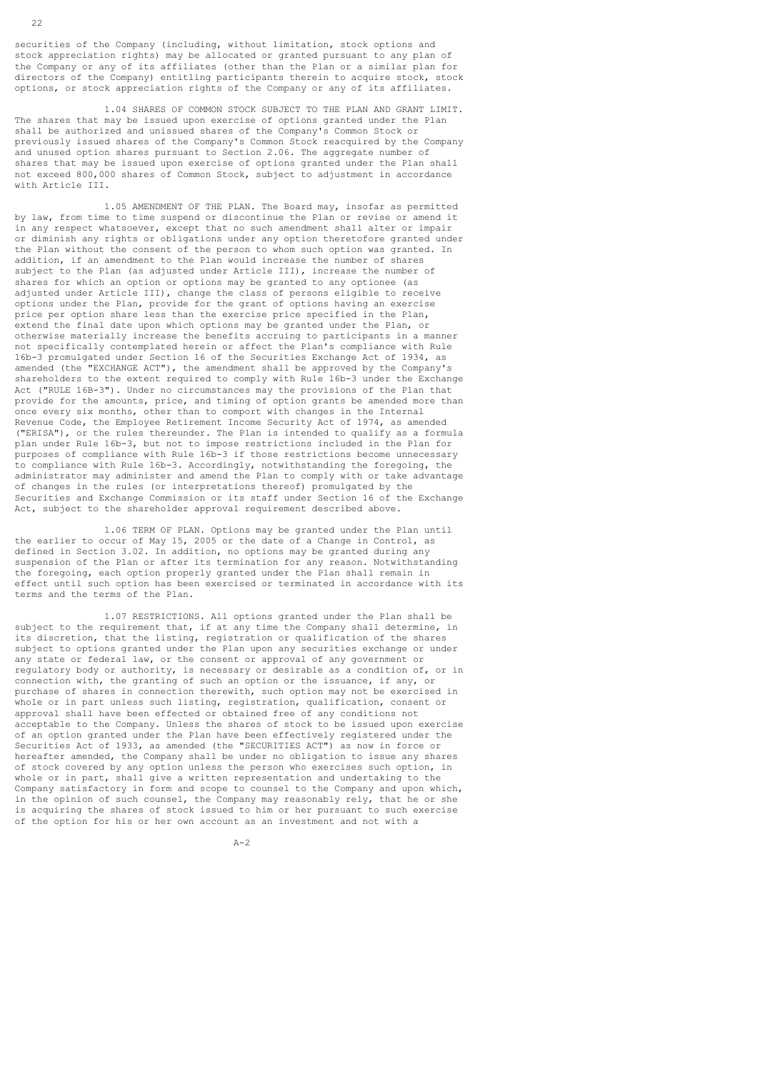securities of the Company (including, without limitation, stock options and stock appreciation rights) may be allocated or granted pursuant to any plan of the Company or any of its affiliates (other than the Plan or a similar plan for directors of the Company) entitling participants therein to acquire stock, stock options, or stock appreciation rights of the Company or any of its affiliates.

1.04 SHARES OF COMMON STOCK SUBJECT TO THE PLAN AND GRANT LIMIT. The shares that may be issued upon exercise of options granted under the Plan shall be authorized and unissued shares of the Company's Common Stock or previously issued shares of the Company's Common Stock reacquired by the Company and unused option shares pursuant to Section 2.06. The aggregate number of shares that may be issued upon exercise of options granted under the Plan shall not exceed 800,000 shares of Common Stock, subject to adjustment in accordance with Article III.

1.05 AMENDMENT OF THE PLAN. The Board may, insofar as permitted by law, from time to time suspend or discontinue the Plan or revise or amend it in any respect whatsoever, except that no such amendment shall alter or impair or diminish any rights or obligations under any option theretofore granted under the Plan without the consent of the person to whom such option was granted. In addition, if an amendment to the Plan would increase the number of shares subject to the Plan (as adjusted under Article III), increase the number of shares for which an option or options may be granted to any optionee (as adjusted under Article III), change the class of persons eligible to receive options under the Plan, provide for the grant of options having an exercise price per option share less than the exercise price specified in the Plan, extend the final date upon which options may be granted under the Plan, or otherwise materially increase the benefits accruing to participants in a manner not specifically contemplated herein or affect the Plan's compliance with Rule 16b-3 promulgated under Section 16 of the Securities Exchange Act of 1934, as amended (the "EXCHANGE ACT"), the amendment shall be approved by the Company's shareholders to the extent required to comply with Rule 16b-3 under the Exchange Act ("RULE 16B-3"). Under no circumstances may the provisions of the Plan that provide for the amounts, price, and timing of option grants be amended more than once every six months, other than to comport with changes in the Internal Revenue Code, the Employee Retirement Income Security Act of 1974, as amended ("ERISA"), or the rules thereunder. The Plan is intended to qualify as a formula plan under Rule 16b-3, but not to impose restrictions included in the Plan for purposes of compliance with Rule 16b-3 if those restrictions become unnecessary to compliance with Rule 16b-3. Accordingly, notwithstanding the foregoing, the administrator may administer and amend the Plan to comply with or take advantage of changes in the rules (or interpretations thereof) promulgated by the Securities and Exchange Commission or its staff under Section 16 of the Exchange Act, subject to the shareholder approval requirement described above.

1.06 TERM OF PLAN. Options may be granted under the Plan until the earlier to occur of May 15, 2005 or the date of a Change in Control, as defined in Section 3.02. In addition, no options may be granted during any suspension of the Plan or after its termination for any reason. Notwithstanding the foregoing, each option properly granted under the Plan shall remain in effect until such option has been exercised or terminated in accordance with its terms and the terms of the Plan.

1.07 RESTRICTIONS. All options granted under the Plan shall be subject to the requirement that, if at any time the Company shall determine, in its discretion, that the listing, registration or qualification of the shares subject to options granted under the Plan upon any securities exchange or under any state or federal law, or the consent or approval of any government or regulatory body or authority, is necessary or desirable as a condition of, or in connection with, the granting of such an option or the issuance, if any, or purchase of shares in connection therewith, such option may not be exercised in whole or in part unless such listing, registration, qualification, consent or approval shall have been effected or obtained free of any conditions not acceptable to the Company. Unless the shares of stock to be issued upon exercise of an option granted under the Plan have been effectively registered under the Securities Act of 1933, as amended (the "SECURITIES ACT") as now in force or hereafter amended, the Company shall be under no obligation to issue any shares of stock covered by any option unless the person who exercises such option, in whole or in part, shall give a written representation and undertaking to the Company satisfactory in form and scope to counsel to the Company and upon which, in the opinion of such counsel, the Company may reasonably rely, that he or she is acquiring the shares of stock issued to him or her pursuant to such exercise of the option for his or her own account as an investment and not with a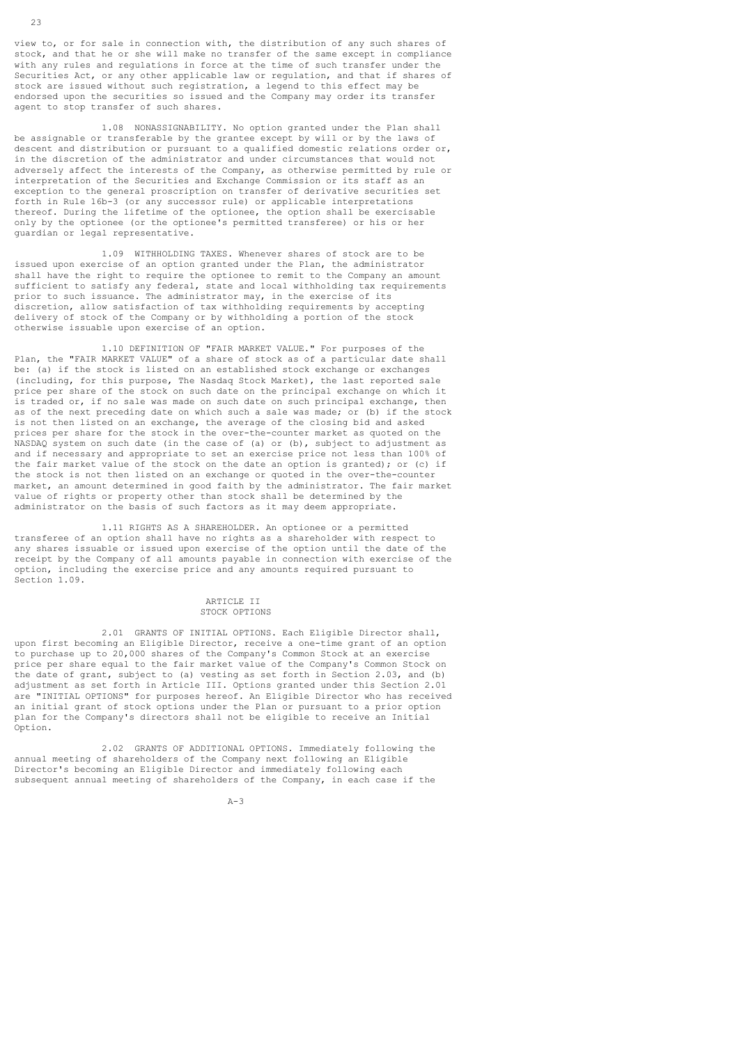view to, or for sale in connection with, the distribution of any such shares of stock, and that he or she will make no transfer of the same except in compliance with any rules and regulations in force at the time of such transfer under the Securities Act, or any other applicable law or regulation, and that if shares of stock are issued without such registration, a legend to this effect may be endorsed upon the securities so issued and the Company may order its transfer agent to stop transfer of such shares.

1.08 NONASSIGNABILITY. No option granted under the Plan shall be assignable or transferable by the grantee except by will or by the laws of descent and distribution or pursuant to a qualified domestic relations order or, in the discretion of the administrator and under circumstances that would not adversely affect the interests of the Company, as otherwise permitted by rule or interpretation of the Securities and Exchange Commission or its staff as an exception to the general proscription on transfer of derivative securities set forth in Rule 16b-3 (or any successor rule) or applicable interpretations thereof. During the lifetime of the optionee, the option shall be exercisable only by the optionee (or the optionee's permitted transferee) or his or her guardian or legal representative.

1.09 WITHHOLDING TAXES. Whenever shares of stock are to be issued upon exercise of an option granted under the Plan, the administrator shall have the right to require the optionee to remit to the Company an amount sufficient to satisfy any federal, state and local withholding tax requirements prior to such issuance. The administrator may, in the exercise of its discretion, allow satisfaction of tax withholding requirements by accepting delivery of stock of the Company or by withholding a portion of the stock otherwise issuable upon exercise of an option.

1.10 DEFINITION OF "FAIR MARKET VALUE." For purposes of the Plan, the "FAIR MARKET VALUE" of a share of stock as of a particular date shall be: (a) if the stock is listed on an established stock exchange or exchanges (including, for this purpose, The Nasdaq Stock Market), the last reported sale price per share of the stock on such date on the principal exchange on which it is traded or, if no sale was made on such date on such principal exchange, then as of the next preceding date on which such a sale was made; or (b) if the stock is not then listed on an exchange, the average of the closing bid and asked prices per share for the stock in the over-the-counter market as quoted on the NASDAQ system on such date (in the case of (a) or (b), subject to adjustment as and if necessary and appropriate to set an exercise price not less than 100% of the fair market value of the stock on the date an option is granted); or (c) if the stock is not then listed on an exchange or quoted in the over-the-counter market, an amount determined in good faith by the administrator. The fair market value of rights or property other than stock shall be determined by the administrator on the basis of such factors as it may deem appropriate.

1.11 RIGHTS AS A SHAREHOLDER. An optionee or a permitted transferee of an option shall have no rights as a shareholder with respect to any shares issuable or issued upon exercise of the option until the date of the receipt by the Company of all amounts payable in connection with exercise of the option, including the exercise price and any amounts required pursuant to Section 1.09.

## ARTICLE II
## STOCK OPTIONS

2.01 GRANTS OF INITIAL OPTIONS. Each Eligible Director shall, upon first becoming an Eligible Director, receive a one-time grant of an option to purchase up to 20,000 shares of the Company's Common Stock at an exercise price per share equal to the fair market value of the Company's Common Stock on the date of grant, subject to (a) vesting as set forth in Section 2.03, and (b) adjustment as set forth in Article III. Options granted under this Section 2.01 are "INITIAL OPTIONS" for purposes hereof. An Eligible Director who has received an initial grant of stock options under the Plan or pursuant to a prior option plan for the Company's directors shall not be eligible to receive an Initial Option.

2.02 GRANTS OF ADDITIONAL OPTIONS. Immediately following the annual meeting of shareholders of the Company next following an Eligible Director's becoming an Eligible Director and immediately following each subsequent annual meeting of shareholders of the Company, in each case if the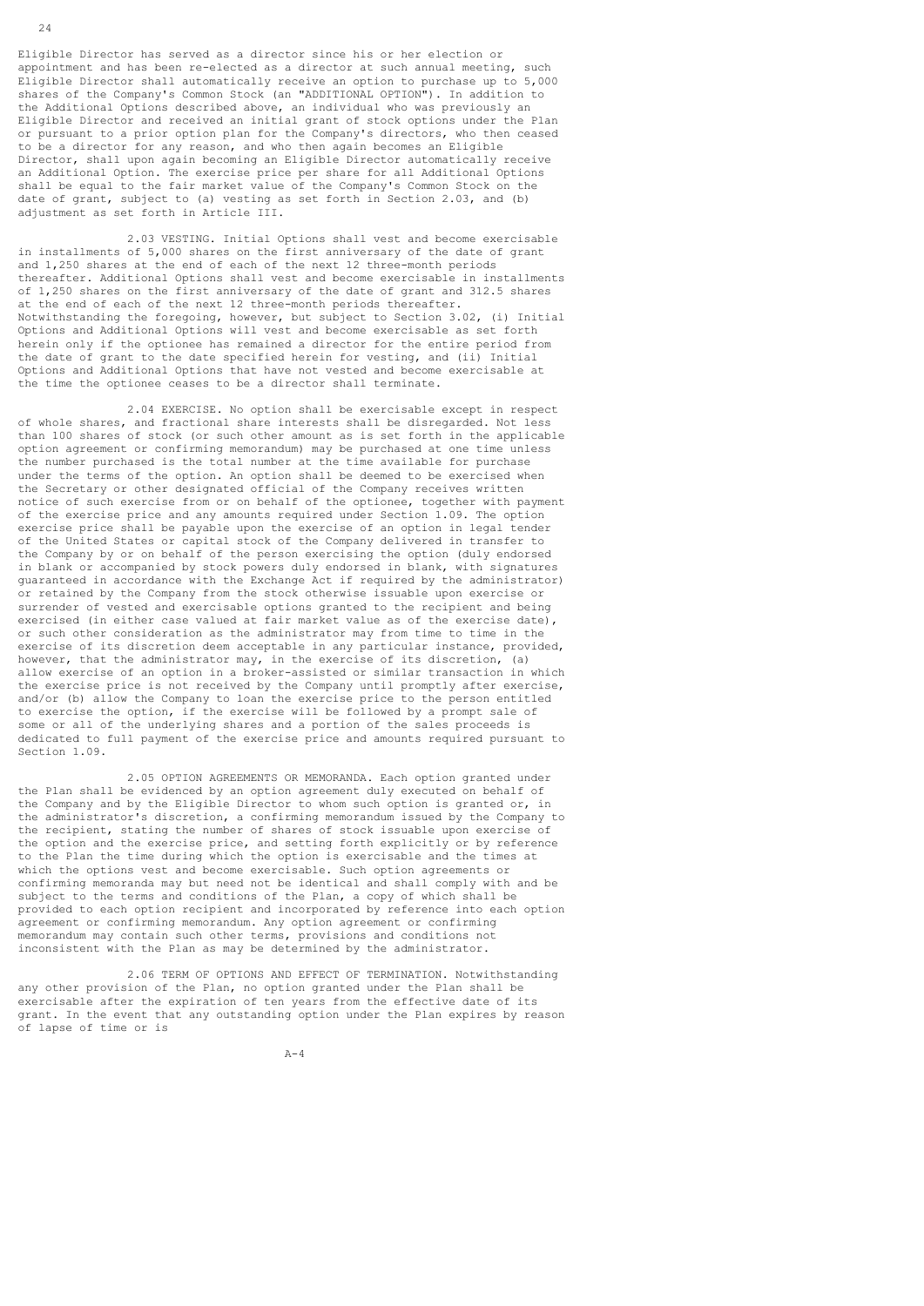Eligible Director has served as a director since his or her election or appointment and has been re-elected as a director at such annual meeting, such Eligible Director shall automatically receive an option to purchase up to 5,000 shares of the Company's Common Stock (an "ADDITIONAL OPTION"). In addition to the Additional Options described above, an individual who was previously an Eligible Director and received an initial grant of stock options under the Plan or pursuant to a prior option plan for the Company's directors, who then ceased to be a director for any reason, and who then again becomes an Eligible Director, shall upon again becoming an Eligible Director automatically receive an Additional Option. The exercise price per share for all Additional Options shall be equal to the fair market value of the Company's Common Stock on the date of grant, subject to (a) vesting as set forth in Section 2.03, and (b) adjustment as set forth in Article III.

2.03 VESTING. Initial Options shall vest and become exercisable in installments of 5,000 shares on the first anniversary of the date of grant and 1,250 shares at the end of each of the next 12 three-month periods thereafter. Additional Options shall vest and become exercisable in installments of 1,250 shares on the first anniversary of the date of grant and 312.5 shares at the end of each of the next 12 three-month periods thereafter. Notwithstanding the foregoing, however, but subject to Section 3.02, (i) Initial Options and Additional Options will vest and become exercisable as set forth herein only if the optionee has remained a director for the entire period from the date of grant to the date specified herein for vesting, and (ii) Initial Options and Additional Options that have not vested and become exercisable at the time the optionee ceases to be a director shall terminate.

2.04 EXERCISE. No option shall be exercisable except in respect of whole shares, and fractional share interests shall be disregarded. Not less than 100 shares of stock (or such other amount as is set forth in the applicable option agreement or confirming memorandum) may be purchased at one time unless the number purchased is the total number at the time available for purchase under the terms of the option. An option shall be deemed to be exercised when the Secretary or other designated official of the Company receives written notice of such exercise from or on behalf of the optionee, together with payment of the exercise price and any amounts required under Section 1.09. The option exercise price shall be payable upon the exercise of an option in legal tender of the United States or capital stock of the Company delivered in transfer to the Company by or on behalf of the person exercising the option (duly endorsed in blank or accompanied by stock powers duly endorsed in blank, with signatures guaranteed in accordance with the Exchange Act if required by the administrator) or retained by the Company from the stock otherwise issuable upon exercise or surrender of vested and exercisable options granted to the recipient and being exercised (in either case valued at fair market value as of the exercise date), or such other consideration as the administrator may from time to time in the exercise of its discretion deem acceptable in any particular instance, provided, however, that the administrator may, in the exercise of its discretion, (a) allow exercise of an option in a broker-assisted or similar transaction in which the exercise price is not received by the Company until promptly after exercise, and/or (b) allow the Company to loan the exercise price to the person entitled to exercise the option, if the exercise will be followed by a prompt sale of some or all of the underlying shares and a portion of the sales proceeds is dedicated to full payment of the exercise price and amounts required pursuant to Section 1.09.

2.05 OPTION AGREEMENTS OR MEMORANDA. Each option granted under the Plan shall be evidenced by an option agreement duly executed on behalf of the Company and by the Eligible Director to whom such option is granted or, in the administrator's discretion, a confirming memorandum issued by the Company to the recipient, stating the number of shares of stock issuable upon exercise of the option and the exercise price, and setting forth explicitly or by reference to the Plan the time during which the option is exercisable and the times at which the options vest and become exercisable. Such option agreements or confirming memoranda may but need not be identical and shall comply with and be subject to the terms and conditions of the Plan, a copy of which shall be provided to each option recipient and incorporated by reference into each option agreement or confirming memorandum. Any option agreement or confirming memorandum may contain such other terms, provisions and conditions not inconsistent with the Plan as may be determined by the administrator.

2.06 TERM OF OPTIONS AND EFFECT OF TERMINATION. Notwithstanding any other provision of the Plan, no option granted under the Plan shall be exercisable after the expiration of ten years from the effective date of its grant. In the event that any outstanding option under the Plan expires by reason of lapse of time or is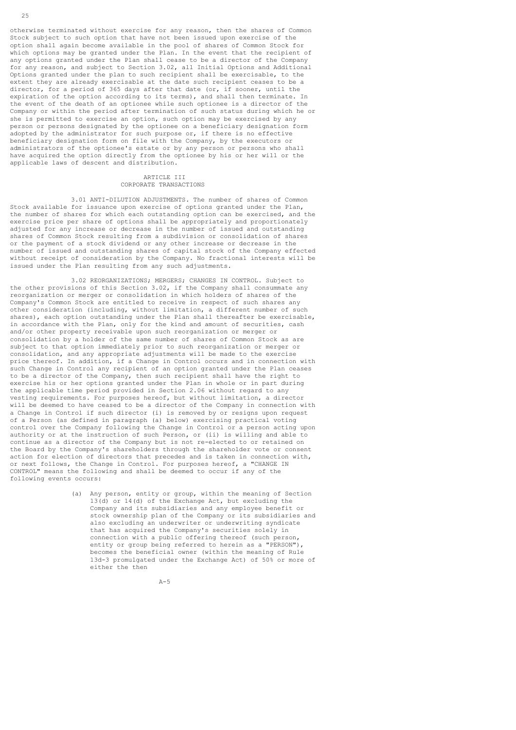otherwise terminated without exercise for any reason, then the shares of Common Stock subject to such option that have not been issued upon exercise of the option shall again become available in the pool of shares of Common Stock for which options may be granted under the Plan. In the event that the recipient of any options granted under the Plan shall cease to be a director of the Company for any reason, and subject to Section 3.02, all Initial Options and Additional Options granted under the plan to such recipient shall be exercisable, to the extent they are already exercisable at the date such recipient ceases to be a director, for a period of 365 days after that date (or, if sooner, until the expiration of the option according to its terms), and shall then terminate. In the event of the death of an optionee while such optionee is a director of the Company or within the period after termination of such status during which he or she is permitted to exercise an option, such option may be exercised by any person or persons designated by the optionee on a beneficiary designation form adopted by the administrator for such purpose or, if there is no effective beneficiary designation form on file with the Company, by the executors or administrators of the optionee's estate or by any person or persons who shall have acquired the option directly from the optionee by his or her will or the applicable laws of descent and distribution.

## ARTICLE III
## CORPORATE TRANSACTIONS

3.01 ANTI-DILUTION ADJUSTMENTS. The number of shares of Common Stock available for issuance upon exercise of options granted under the Plan, the number of shares for which each outstanding option can be exercised, and the exercise price per share of options shall be appropriately and proportionately adjusted for any increase or decrease in the number of issued and outstanding shares of Common Stock resulting from a subdivision or consolidation of shares or the payment of a stock dividend or any other increase or decrease in the number of issued and outstanding shares of capital stock of the Company effected without receipt of consideration by the Company. No fractional interests will be issued under the Plan resulting from any such adjustments.

3.02 REORGANIZATIONS; MERGERS; CHANGES IN CONTROL. Subject to the other provisions of this Section 3.02, if the Company shall consummate any reorganization or merger or consolidation in which holders of shares of the Company's Common Stock are entitled to receive in respect of such shares any other consideration (including, without limitation, a different number of such shares), each option outstanding under the Plan shall thereafter be exercisable, in accordance with the Plan, only for the kind and amount of securities, cash and/or other property receivable upon such reorganization or merger or consolidation by a holder of the same number of shares of Common Stock as are subject to that option immediately prior to such reorganization or merger or consolidation, and any appropriate adjustments will be made to the exercise price thereof. In addition, if a Change in Control occurs and in connection with such Change in Control any recipient of an option granted under the Plan ceases to be a director of the Company, then such recipient shall have the right to exercise his or her options granted under the Plan in whole or in part during the applicable time period provided in Section 2.06 without regard to any vesting requirements. For purposes hereof, but without limitation, a director will be deemed to have ceased to be a director of the Company in connection with a Change in Control if such director (i) is removed by or resigns upon request of a Person (as defined in paragraph (a) below) exercising practical voting control over the Company following the Change in Control or a person acting upon authority or at the instruction of such Person, or (ii) is willing and able to continue as a director of the Company but is not re-elected to or retained on the Board by the Company's shareholders through the shareholder vote or consent action for election of directors that precedes and is taken in connection with, or next follows, the Change in Control. For purposes hereof, a "CHANGE IN CONTROL" means the following and shall be deemed to occur if any of the following events occurs:

(a) Any person, entity or group, within the meaning of Section 13(d) or 14(d) of the Exchange Act, but excluding the Company and its subsidiaries and any employee benefit or stock ownership plan of the Company or its subsidiaries and also excluding an underwriter or underwriting syndicate that has acquired the Company's securities solely in connection with a public offering thereof (such person, entity or group being referred to herein as a "PERSON"), becomes the beneficial owner (within the meaning of Rule 13d-3 promulgated under the Exchange Act) of 50% or more of either the then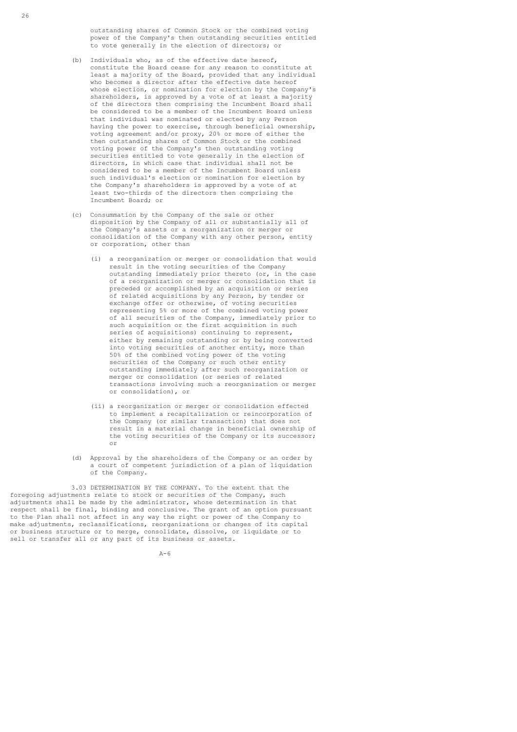outstanding shares of Common Stock or the combined voting power of the Company's then outstanding securities entitled to vote generally in the election of directors; or

(b) Individuals who, as of the effective date hereof, constitute the Board cease for any reason to constitute at least a majority of the Board, provided that any individual who becomes a director after the effective date hereof whose election, or nomination for election by the Company's shareholders, is approved by a vote of at least a majority of the directors then comprising the Incumbent Board shall be considered to be a member of the Incumbent Board unless that individual was nominated or elected by any Person having the power to exercise, through beneficial ownership, voting agreement and/or proxy, 20% or more of either the then outstanding shares of Common Stock or the combined voting power of the Company's then outstanding voting securities entitled to vote generally in the election of directors, in which case that individual shall not be considered to be a member of the Incumbent Board unless such individual's election or nomination for election by the Company's shareholders is approved by a vote of at least two-thirds of the directors then comprising the Incumbent Board; or

(c) Consummation by the Company of the sale or other disposition by the Company of all or substantially all of the Company's assets or a reorganization or merger or consolidation of the Company with any other person, entity or corporation, other than

   (i) a reorganization or merger or consolidation that would result in the voting securities of the Company outstanding immediately prior thereto (or, in the case of a reorganization or merger or consolidation that is preceded or accomplished by an acquisition or series of related acquisitions by any Person, by tender or exchange offer or otherwise, of voting securities representing 5% or more of the combined voting power of all securities of the Company, immediately prior to such acquisition or the first acquisition in such series of acquisitions) continuing to represent, either by remaining outstanding or by being converted into voting securities of another entity, more than 50% of the combined voting power of the voting securities of the Company or such other entity outstanding immediately after such reorganization or merger or consolidation (or series of related transactions involving such a reorganization or merger or consolidation), or

   (ii) a reorganization or merger or consolidation effected to implement a recapitalization or reincorporation of the Company (or similar transaction) that does not result in a material change in beneficial ownership of the voting securities of the Company or its successor; or

(d) Approval by the shareholders of the Company or an order by a court of competent jurisdiction of a plan of liquidation of the Company.

3.03 DETERMINATION BY THE COMPANY. To the extent that the foregoing adjustments relate to stock or securities of the Company, such adjustments shall be made by the administrator, whose determination in that respect shall be final, binding and conclusive. The grant of an option pursuant to the Plan shall not affect in any way the right or power of the Company to make adjustments, reclassifications, reorganizations or changes of its capital or business structure or to merge, consolidate, dissolve, or liquidate or to sell or transfer all or any part of its business or assets.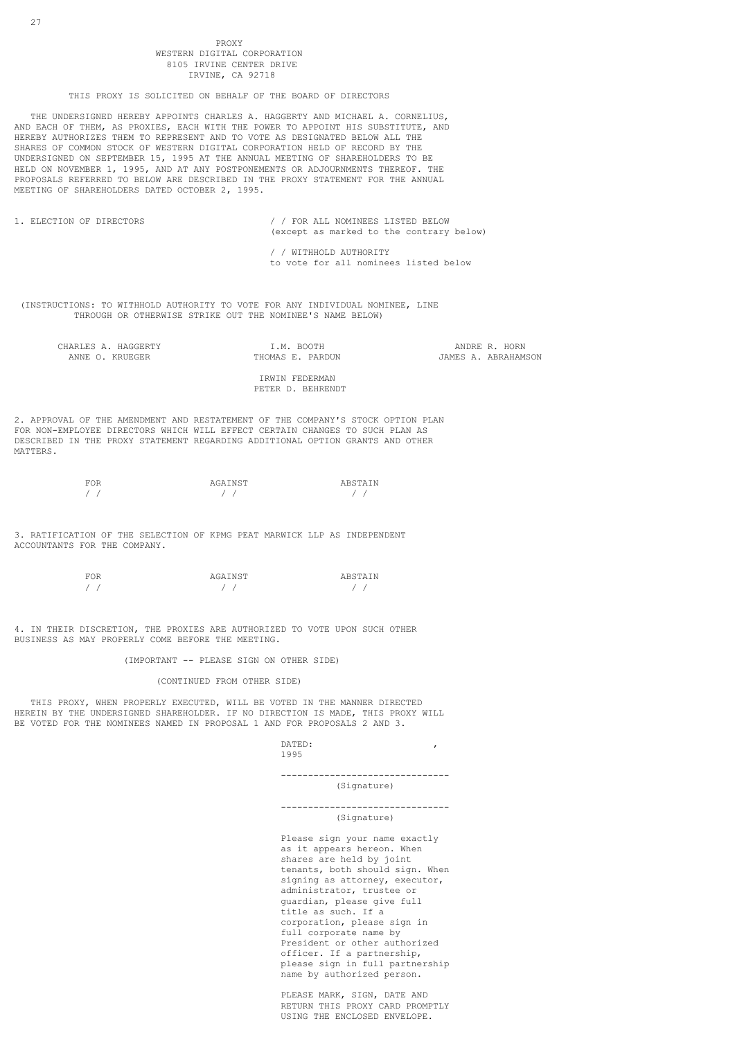# PROXY

## WESTERN DIGITAL CORPORATION

8105 IRVINE CENTER DRIVE
IRVINE, CA 92718

THIS PROXY IS SOLICITED ON BEHALF OF THE BOARD OF DIRECTORS

THE UNDERSIGNED HEREBY APPOINTS CHARLES A. HAGGERTY AND MICHAEL A. CORNELIUS, AND EACH OF THEM, AS PROXIES, EACH WITH THE POWER TO APPOINT HIS SUBSTITUTE, AND HEREBY AUTHORIZES THEM TO REPRESENT AND TO VOTE AS DESIGNATED BELOW ALL THE SHARES OF COMMON STOCK OF WESTERN DIGITAL CORPORATION HELD OF RECORD BY THE UNDERSIGNED ON SEPTEMBER 15, 1995 AT THE ANNUAL MEETING OF SHAREHOLDERS TO BE HELD ON NOVEMBER 1, 1995, AND AT ANY POSTPONEMENTS OR ADJOURNMENTS THEREOF. THE PROPOSALS REFERRED TO BELOW ARE DESCRIBED IN THE PROXY STATEMENT FOR THE ANNUAL MEETING OF SHAREHOLDERS DATED OCTOBER 2, 1995.

1. ELECTION OF DIRECTORS

/ / FOR ALL NOMINEES LISTED BELOW (except as marked to the contrary below)

/ / WITHHOLD AUTHORITY to vote for all nominees listed below

(INSTRUCTIONS: TO WITHHOLD AUTHORITY TO VOTE FOR ANY INDIVIDUAL NOMINEE, LINE THROUGH OR OTHERWISE STRIKE OUT THE NOMINEE'S NAME BELOW)

| | | |
|---|---|---|
| CHARLES A. HAGGERTY | I.M. BOOTH | ANDRE R. HORN |
| ANNE O. KRUEGER | THOMAS E. PARDUN | JAMES A. ABRAHAMSON |
| | IRWIN FEDERMAN | |
| | PETER D. BEHRENDT | |

2. APPROVAL OF THE AMENDMENT AND RESTATEMENT OF THE COMPANY'S STOCK OPTION PLAN FOR NON-EMPLOYEE DIRECTORS WHICH WILL EFFECT CERTAIN CHANGES TO SUCH PLAN AS DESCRIBED IN THE PROXY STATEMENT REGARDING ADDITIONAL OPTION GRANTS AND OTHER MATTERS.

| FOR | AGAINST | ABSTAIN |
|---|---|---|
| / / | / / | / / |

3. RATIFICATION OF THE SELECTION OF KPMG PEAT MARWICK LLP AS INDEPENDENT ACCOUNTANTS FOR THE COMPANY.

| FOR | AGAINST | ABSTAIN |
|---|---|---|
| / / | / / | / / |

4. IN THEIR DISCRETION, THE PROXIES ARE AUTHORIZED TO VOTE UPON SUCH OTHER BUSINESS AS MAY PROPERLY COME BEFORE THE MEETING.

(IMPORTANT -- PLEASE SIGN ON OTHER SIDE)

(CONTINUED FROM OTHER SIDE)

THIS PROXY, WHEN PROPERLY EXECUTED, WILL BE VOTED IN THE MANNER DIRECTED HEREIN BY THE UNDERSIGNED SHAREHOLDER. IF NO DIRECTION IS MADE, THIS PROXY WILL BE VOTED FOR THE NOMINEES NAMED IN PROPOSAL 1 AND FOR PROPOSALS 2 AND 3.

DATED: , 1995

-------------------------------
(Signature)

-------------------------------
(Signature)

Please sign your name exactly as it appears hereon. When shares are held by joint tenants, both should sign. When signing as attorney, executor, administrator, trustee or guardian, please give full title as such. If a corporation, please sign in full corporate name by President or other authorized officer. If a partnership, please sign in full partnership name by authorized person.

PLEASE MARK, SIGN, DATE AND RETURN THIS PROXY CARD PROMPTLY USING THE ENCLOSED ENVELOPE.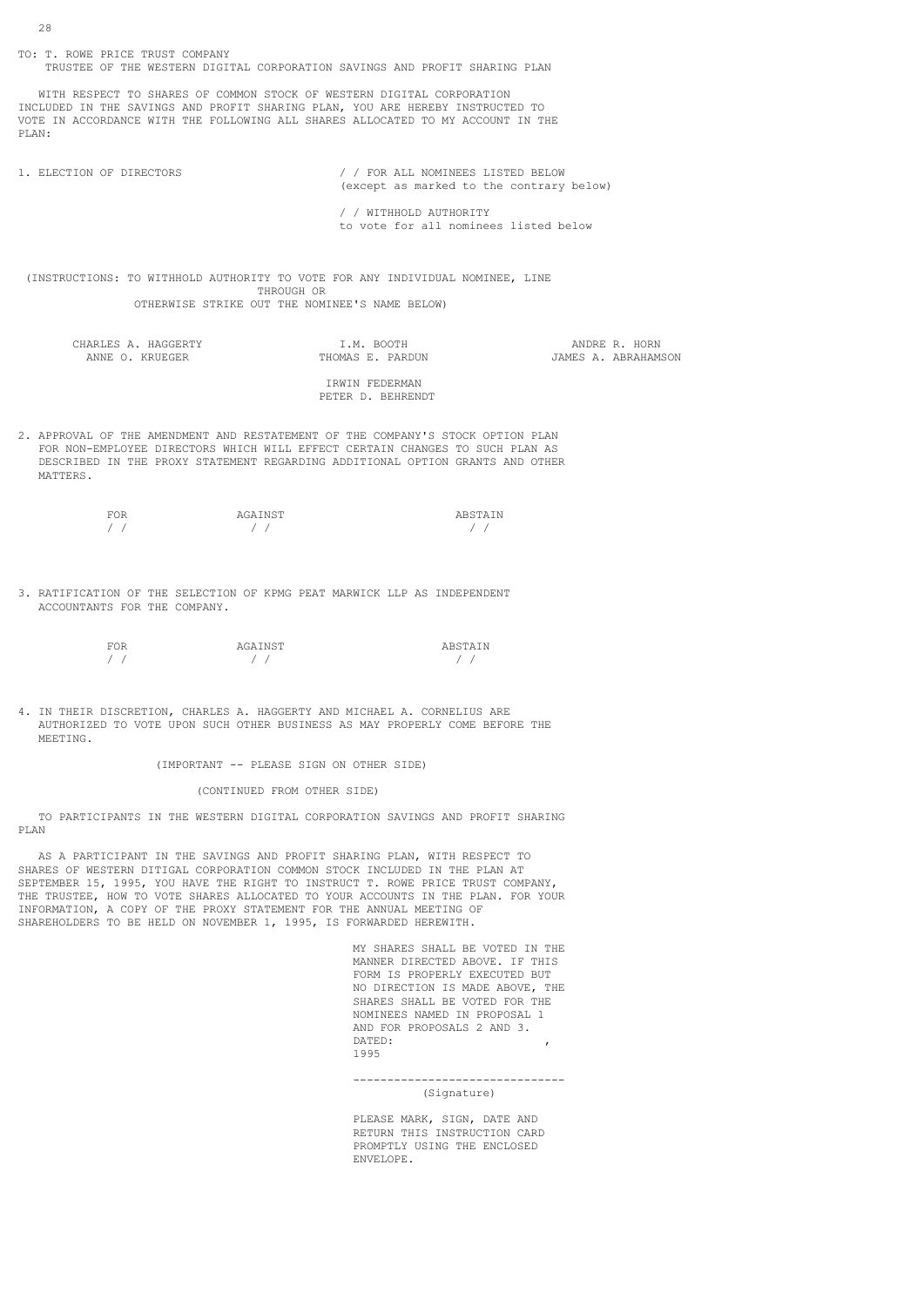TO: T. ROWE PRICE TRUST COMPANY
TRUSTEE OF THE WESTERN DIGITAL CORPORATION SAVINGS AND PROFIT SHARING PLAN

WITH RESPECT TO SHARES OF COMMON STOCK OF WESTERN DIGITAL CORPORATION INCLUDED IN THE SAVINGS AND PROFIT SHARING PLAN, YOU ARE HEREBY INSTRUCTED TO VOTE IN ACCORDANCE WITH THE FOLLOWING ALL SHARES ALLOCATED TO MY ACCOUNT IN THE PLAN:

1. ELECTION OF DIRECTORS

/ / FOR ALL NOMINEES LISTED BELOW (except as marked to the contrary below)

/ / WITHHOLD AUTHORITY to vote for all nominees listed below

(INSTRUCTIONS: TO WITHHOLD AUTHORITY TO VOTE FOR ANY INDIVIDUAL NOMINEE, LINE THROUGH OR OTHERWISE STRIKE OUT THE NOMINEE'S NAME BELOW)

CHARLES A. HAGGERTY    I.M. BOOTH    ANDRE R. HORN
ANNE O. KRUEGER    THOMAS E. PARDUN    JAMES A. ABRAHAMSON
IRWIN FEDERMAN
PETER D. BEHRENDT

2. APPROVAL OF THE AMENDMENT AND RESTATEMENT OF THE COMPANY'S STOCK OPTION PLAN FOR NON-EMPLOYEE DIRECTORS WHICH WILL EFFECT CERTAIN CHANGES TO SUCH PLAN AS DESCRIBED IN THE PROXY STATEMENT REGARDING ADDITIONAL OPTION GRANTS AND OTHER MATTERS.

FOR / /    AGAINST / /    ABSTAIN / /

3. RATIFICATION OF THE SELECTION OF KPMG PEAT MARWICK LLP AS INDEPENDENT ACCOUNTANTS FOR THE COMPANY.

FOR / /    AGAINST / /    ABSTAIN / /

4. IN THEIR DISCRETION, CHARLES A. HAGGERTY AND MICHAEL A. CORNELIUS ARE AUTHORIZED TO VOTE UPON SUCH OTHER BUSINESS AS MAY PROPERLY COME BEFORE THE MEETING.

(IMPORTANT -- PLEASE SIGN ON OTHER SIDE)

(CONTINUED FROM OTHER SIDE)

TO PARTICIPANTS IN THE WESTERN DIGITAL CORPORATION SAVINGS AND PROFIT SHARING PLAN

AS A PARTICIPANT IN THE SAVINGS AND PROFIT SHARING PLAN, WITH RESPECT TO SHARES OF WESTERN DITIGAL CORPORATION COMMON STOCK INCLUDED IN THE PLAN AT SEPTEMBER 15, 1995, YOU HAVE THE RIGHT TO INSTRUCT T. ROWE PRICE TRUST COMPANY, THE TRUSTEE, HOW TO VOTE SHARES ALLOCATED TO YOUR ACCOUNTS IN THE PLAN. FOR YOUR INFORMATION, A COPY OF THE PROXY STATEMENT FOR THE ANNUAL MEETING OF SHAREHOLDERS TO BE HELD ON NOVEMBER 1, 1995, IS FORWARDED HEREWITH.

MY SHARES SHALL BE VOTED IN THE MANNER DIRECTED ABOVE. IF THIS FORM IS PROPERLY EXECUTED BUT NO DIRECTION IS MADE ABOVE, THE SHARES SHALL BE VOTED FOR THE NOMINEES NAMED IN PROPOSAL 1 AND FOR PROPOSALS 2 AND 3.

DATED: ____________________, 1995

-------------------------------
(Signature)

PLEASE MARK, SIGN, DATE AND RETURN THIS INSTRUCTION CARD PROMPTLY USING THE ENCLOSED ENVELOPE.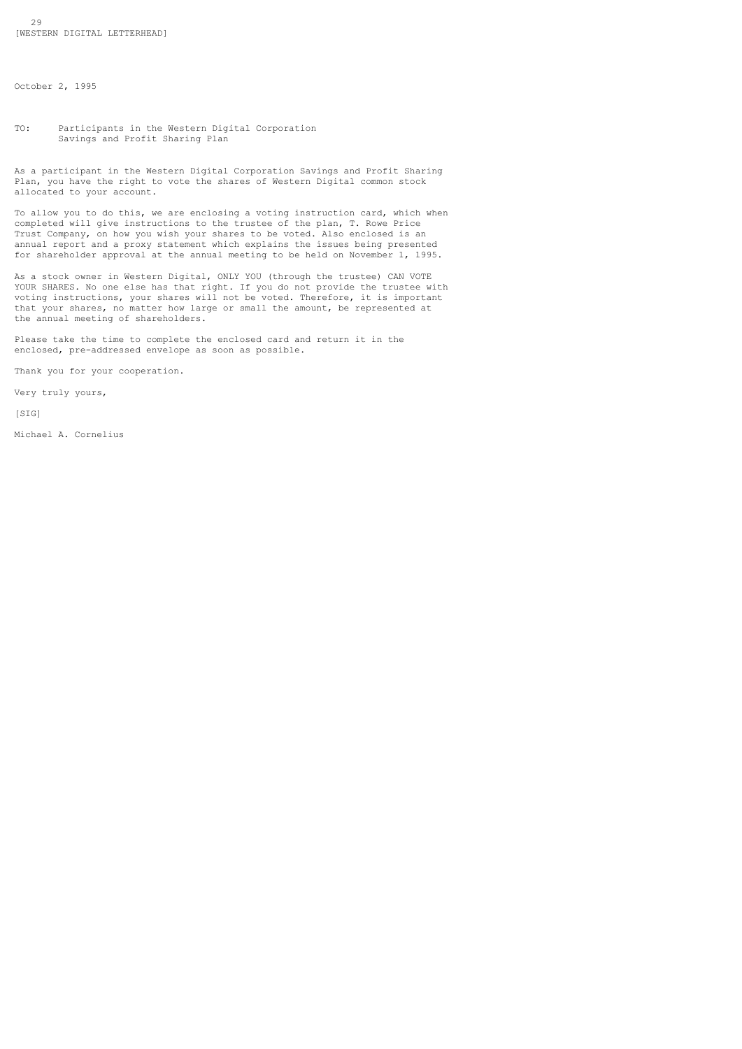[WESTERN DIGITAL LETTERHEAD]

October 2, 1995

TO: Participants in the Western Digital Corporation Savings and Profit Sharing Plan

As a participant in the Western Digital Corporation Savings and Profit Sharing Plan, you have the right to vote the shares of Western Digital common stock allocated to your account.

To allow you to do this, we are enclosing a voting instruction card, which when completed will give instructions to the trustee of the plan, T. Rowe Price Trust Company, on how you wish your shares to be voted. Also enclosed is an annual report and a proxy statement which explains the issues being presented for shareholder approval at the annual meeting to be held on November 1, 1995.

As a stock owner in Western Digital, ONLY YOU (through the trustee) CAN VOTE YOUR SHARES. No one else has that right. If you do not provide the trustee with voting instructions, your shares will not be voted. Therefore, it is important that your shares, no matter how large or small the amount, be represented at the annual meeting of shareholders.

Please take the time to complete the enclosed card and return it in the enclosed, pre-addressed envelope as soon as possible.

Thank you for your cooperation.

Very truly yours,

[SIG]

Michael A. Cornelius